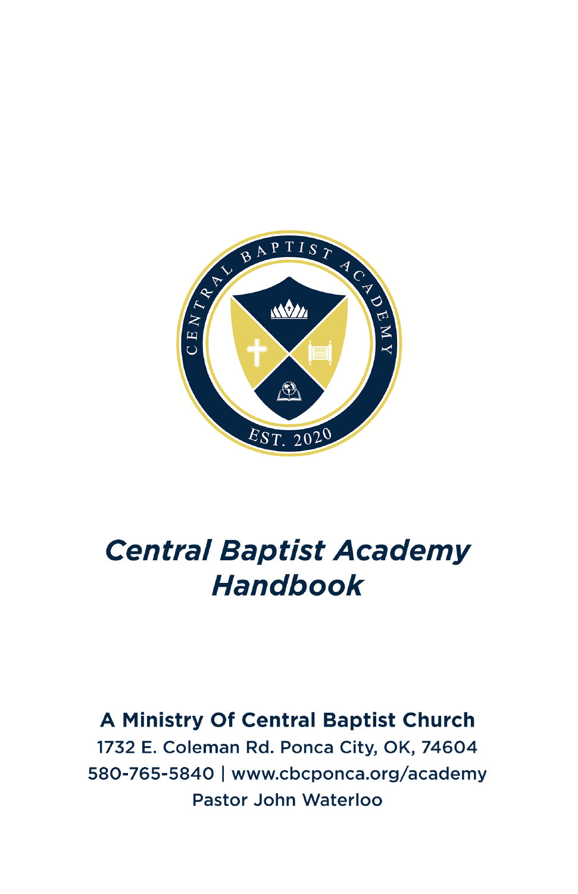# *Central Baptist Academy Handbook*

**A Ministry Of Central Baptist Church**

1732 E. Coleman Rd. Ponca City, OK, 74604

580-765-5840 | www.cbcponca.org/academy

Pastor John Waterloo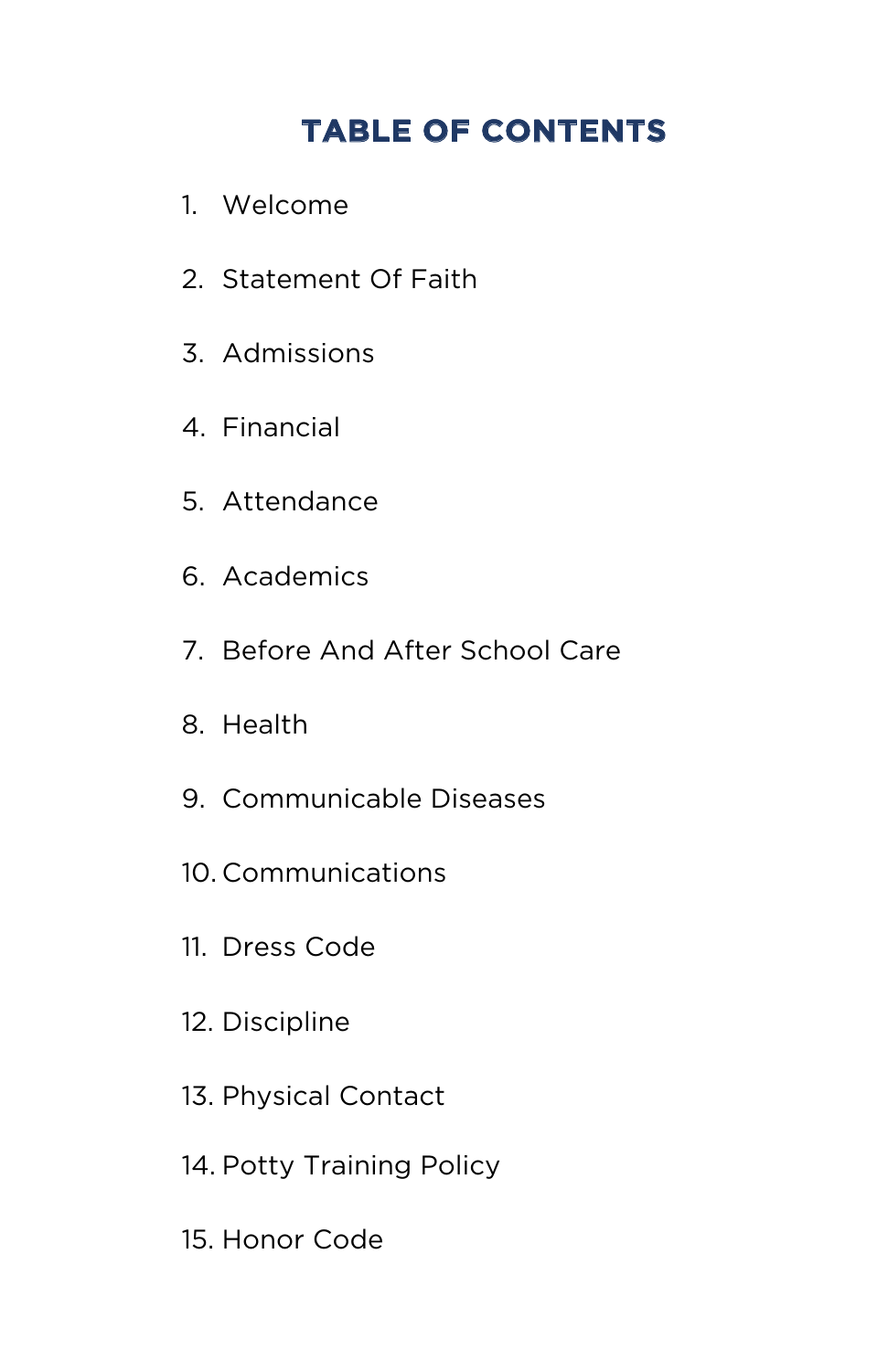# TABLE OF CONTENTS

1. Welcome
2. Statement Of Faith
3. Admissions
4. Financial
5. Attendance
6. Academics
7. Before And After School Care
8. Health
9. Communicable Diseases
10. Communications
11. Dress Code
12. Discipline
13. Physical Contact
14. Potty Training Policy
15. Honor Code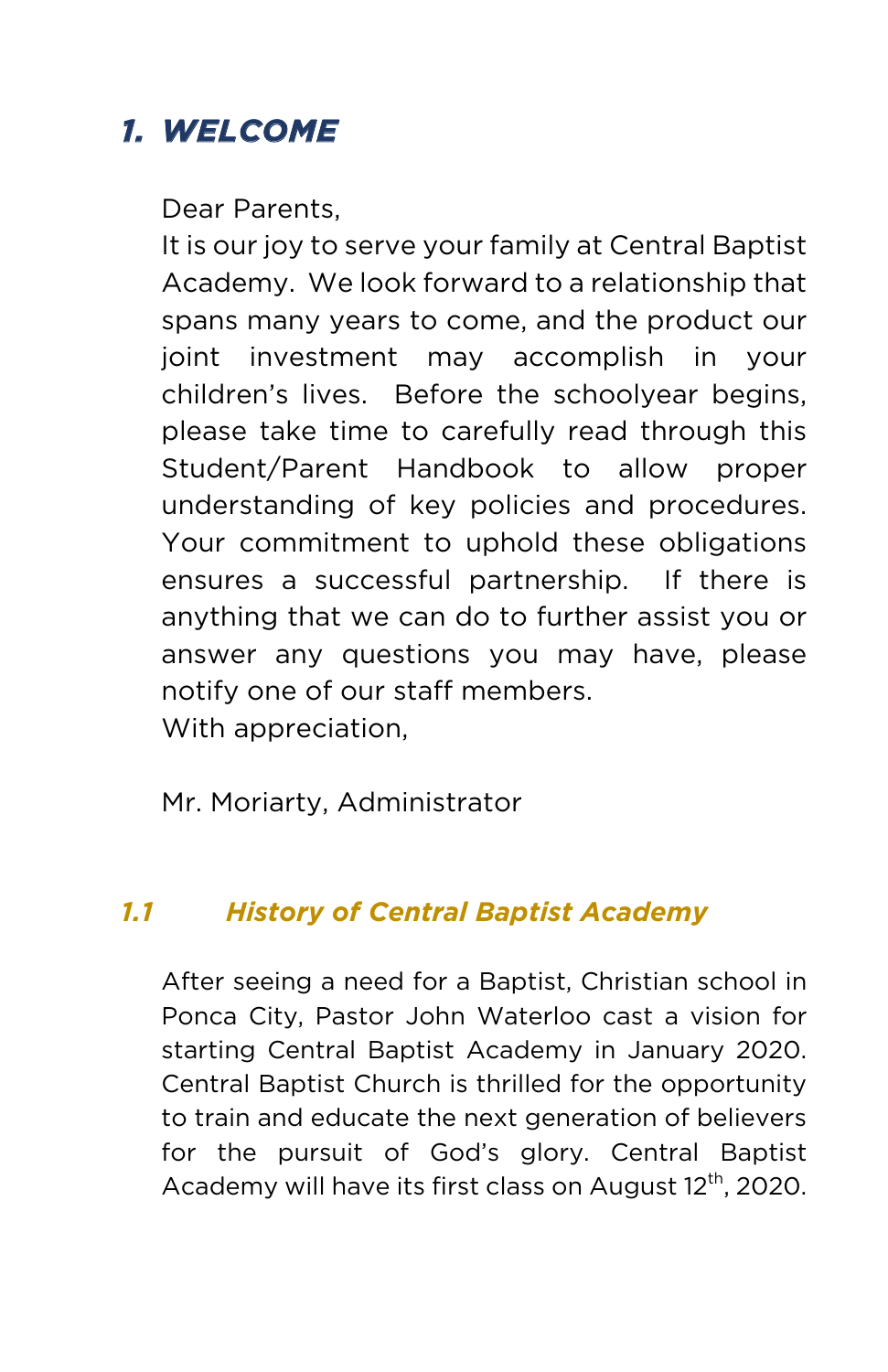# 1. WELCOME

Dear Parents,
It is our joy to serve your family at Central Baptist Academy. We look forward to a relationship that spans many years to come, and the product our joint investment may accomplish in your children's lives. Before the schoolyear begins, please take time to carefully read through this Student/Parent Handbook to allow proper understanding of key policies and procedures. Your commitment to uphold these obligations ensures a successful partnership. If there is anything that we can do to further assist you or answer any questions you may have, please notify one of our staff members.
With appreciation,

Mr. Moriarty, Administrator

## 1.1 History of Central Baptist Academy

After seeing a need for a Baptist, Christian school in Ponca City, Pastor John Waterloo cast a vision for starting Central Baptist Academy in January 2020. Central Baptist Church is thrilled for the opportunity to train and educate the next generation of believers for the pursuit of God's glory. Central Baptist Academy will have its first class on August 12th, 2020.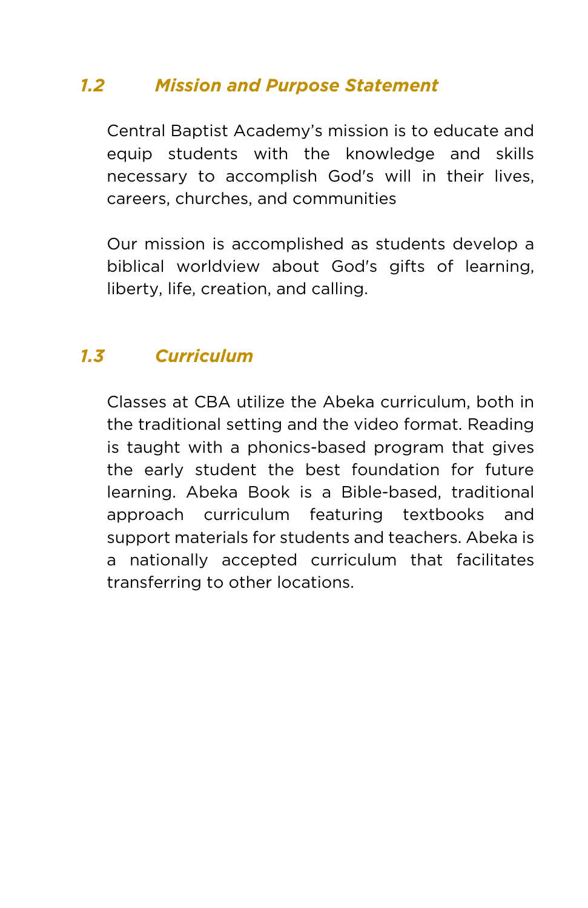## *1.2 Mission and Purpose Statement*

Central Baptist Academy's mission is to educate and equip students with the knowledge and skills necessary to accomplish God's will in their lives, careers, churches, and communities

Our mission is accomplished as students develop a biblical worldview about God's gifts of learning, liberty, life, creation, and calling.

## *1.3 Curriculum*

Classes at CBA utilize the Abeka curriculum, both in the traditional setting and the video format. Reading is taught with a phonics-based program that gives the early student the best foundation for future learning. Abeka Book is a Bible-based, traditional approach curriculum featuring textbooks and support materials for students and teachers. Abeka is a nationally accepted curriculum that facilitates transferring to other locations.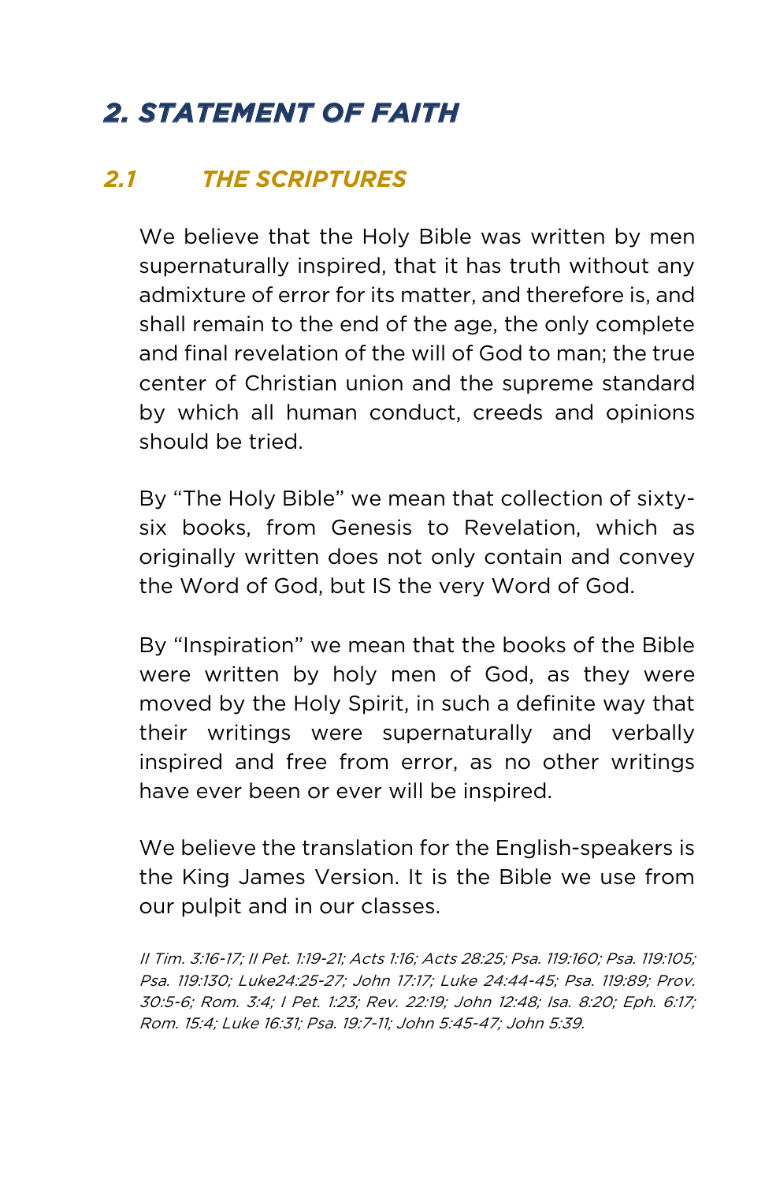## *2. STATEMENT OF FAITH*

### *2.1 THE SCRIPTURES*

We believe that the Holy Bible was written by men supernaturally inspired, that it has truth without any admixture of error for its matter, and therefore is, and shall remain to the end of the age, the only complete and final revelation of the will of God to man; the true center of Christian union and the supreme standard by which all human conduct, creeds and opinions should be tried.

By "The Holy Bible" we mean that collection of sixty-six books, from Genesis to Revelation, which as originally written does not only contain and convey the Word of God, but IS the very Word of God.

By "Inspiration" we mean that the books of the Bible were written by holy men of God, as they were moved by the Holy Spirit, in such a definite way that their writings were supernaturally and verbally inspired and free from error, as no other writings have ever been or ever will be inspired.

We believe the translation for the English-speakers is the King James Version. It is the Bible we use from our pulpit and in our classes.

*II Tim. 3:16-17; II Pet. 1:19-21; Acts 1:16; Acts 28:25; Psa. 119:160; Psa. 119:105; Psa. 119:130; Luke24:25-27; John 17:17; Luke 24:44-45; Psa. 119:89; Prov. 30:5-6; Rom. 3:4; I Pet. 1:23; Rev. 22:19; John 12:48; Isa. 8:20; Eph. 6:17; Rom. 15:4; Luke 16:31; Psa. 19:7-11; John 5:45-47; John 5:39.*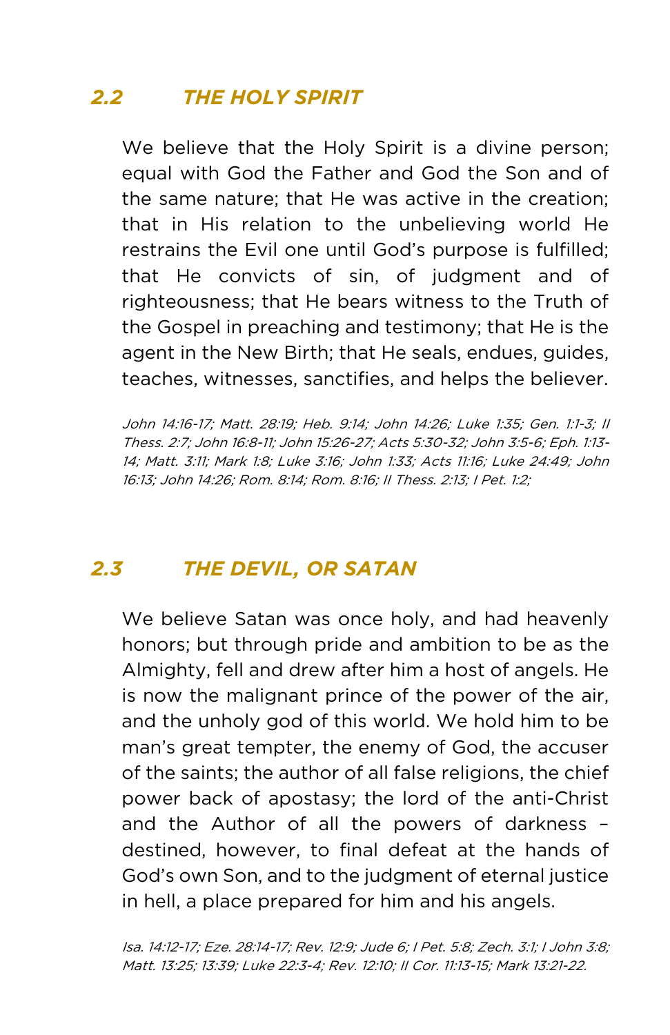## *2.2 THE HOLY SPIRIT*

We believe that the Holy Spirit is a divine person; equal with God the Father and God the Son and of the same nature; that He was active in the creation; that in His relation to the unbelieving world He restrains the Evil one until God's purpose is fulfilled; that He convicts of sin, of judgment and of righteousness; that He bears witness to the Truth of the Gospel in preaching and testimony; that He is the agent in the New Birth; that He seals, endues, guides, teaches, witnesses, sanctifies, and helps the believer.

*John 14:16-17; Matt. 28:19; Heb. 9:14; John 14:26; Luke 1:35; Gen. 1:1-3; II Thess. 2:7; John 16:8-11; John 15:26-27; Acts 5:30-32; John 3:5-6; Eph. 1:13-14; Matt. 3:11; Mark 1:8; Luke 3:16; John 1:33; Acts 11:16; Luke 24:49; John 16:13; John 14:26; Rom. 8:14; Rom. 8:16; II Thess. 2:13; I Pet. 1:2;*

## *2.3 THE DEVIL, OR SATAN*

We believe Satan was once holy, and had heavenly honors; but through pride and ambition to be as the Almighty, fell and drew after him a host of angels. He is now the malignant prince of the power of the air, and the unholy god of this world. We hold him to be man's great tempter, the enemy of God, the accuser of the saints; the author of all false religions, the chief power back of apostasy; the lord of the anti-Christ and the Author of all the powers of darkness – destined, however, to final defeat at the hands of God's own Son, and to the judgment of eternal justice in hell, a place prepared for him and his angels.

*Isa. 14:12-17; Eze. 28:14-17; Rev. 12:9; Jude 6; I Pet. 5:8; Zech. 3:1; I John 3:8; Matt. 13:25; 13:39; Luke 22:3-4; Rev. 12:10; II Cor. 11:13-15; Mark 13:21-22.*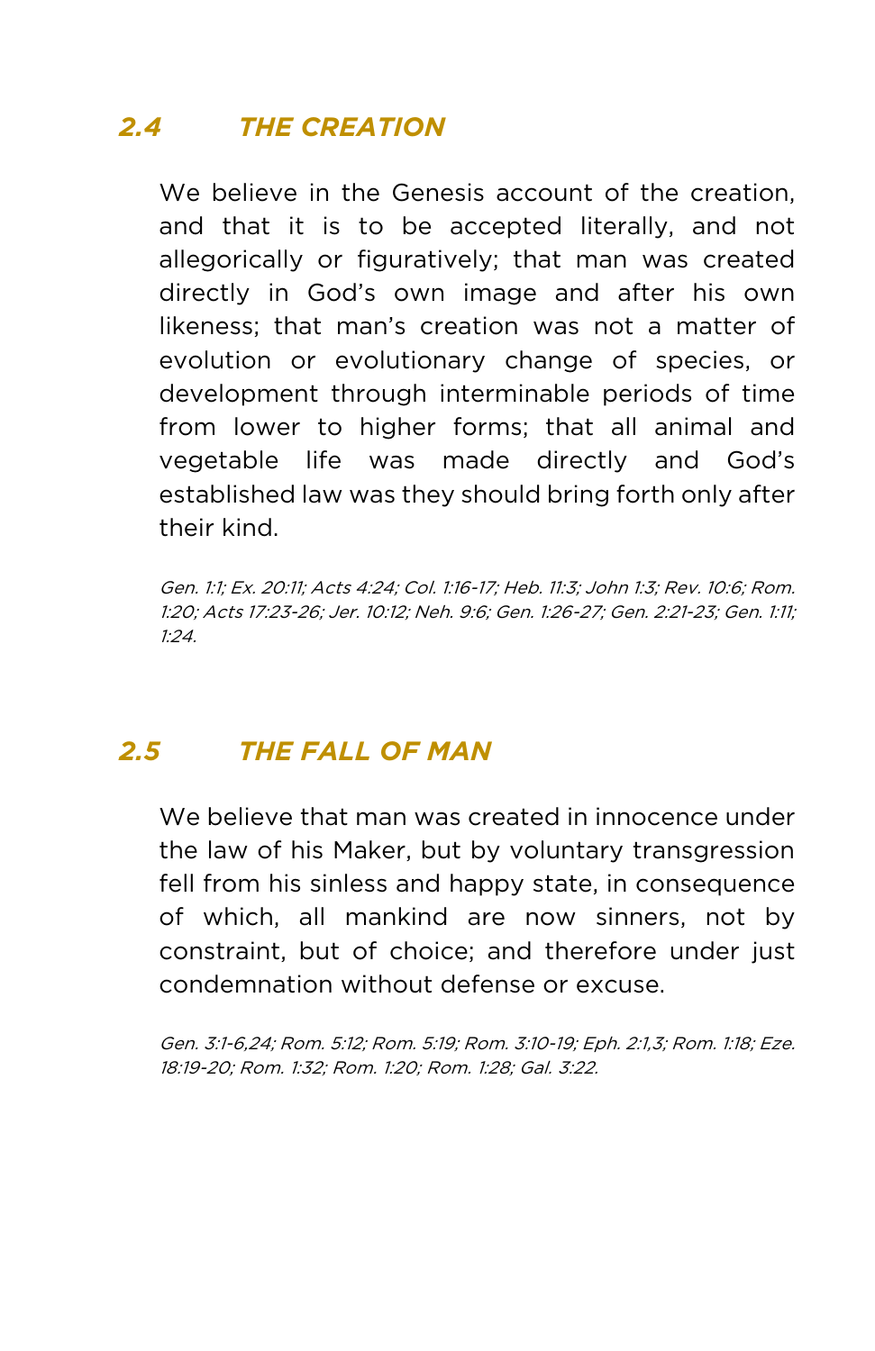## *2.4 THE CREATION*

We believe in the Genesis account of the creation, and that it is to be accepted literally, and not allegorically or figuratively; that man was created directly in God's own image and after his own likeness; that man's creation was not a matter of evolution or evolutionary change of species, or development through interminable periods of time from lower to higher forms; that all animal and vegetable life was made directly and God's established law was they should bring forth only after their kind.

*Gen. 1:1; Ex. 20:11; Acts 4:24; Col. 1:16-17; Heb. 11:3; John 1:3; Rev. 10:6; Rom. 1:20; Acts 17:23-26; Jer. 10:12; Neh. 9:6; Gen. 1:26-27; Gen. 2:21-23; Gen. 1:11; 1:24.*

## *2.5 THE FALL OF MAN*

We believe that man was created in innocence under the law of his Maker, but by voluntary transgression fell from his sinless and happy state, in consequence of which, all mankind are now sinners, not by constraint, but of choice; and therefore under just condemnation without defense or excuse.

*Gen. 3:1-6,24; Rom. 5:12; Rom. 5:19; Rom. 3:10-19; Eph. 2:1,3; Rom. 1:18; Eze. 18:19-20; Rom. 1:32; Rom. 1:20; Rom. 1:28; Gal. 3:22.*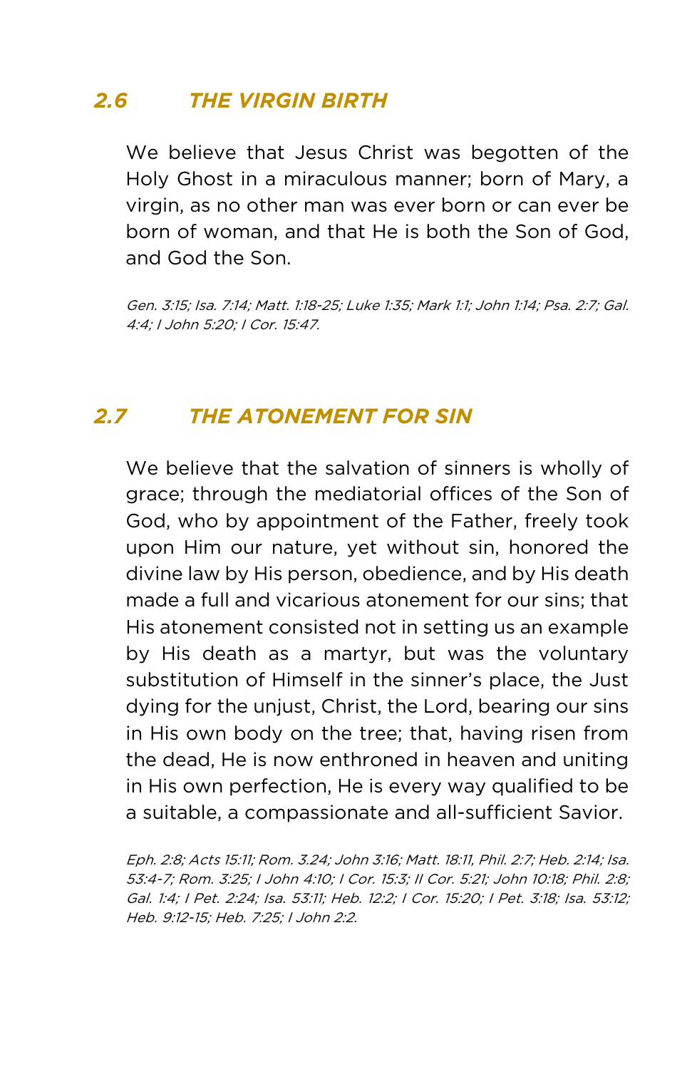## *2.6 THE VIRGIN BIRTH*

We believe that Jesus Christ was begotten of the Holy Ghost in a miraculous manner; born of Mary, a virgin, as no other man was ever born or can ever be born of woman, and that He is both the Son of God, and God the Son.

*Gen. 3:15; Isa. 7:14; Matt. 1:18-25; Luke 1:35; Mark 1:1; John 1:14; Psa. 2:7; Gal. 4:4; I John 5:20; I Cor. 15:47.*

## *2.7 THE ATONEMENT FOR SIN*

We believe that the salvation of sinners is wholly of grace; through the mediatorial offices of the Son of God, who by appointment of the Father, freely took upon Him our nature, yet without sin, honored the divine law by His person, obedience, and by His death made a full and vicarious atonement for our sins; that His atonement consisted not in setting us an example by His death as a martyr, but was the voluntary substitution of Himself in the sinner's place, the Just dying for the unjust, Christ, the Lord, bearing our sins in His own body on the tree; that, having risen from the dead, He is now enthroned in heaven and uniting in His own perfection, He is every way qualified to be a suitable, a compassionate and all-sufficient Savior.

*Eph. 2:8; Acts 15:11; Rom. 3.24; John 3:16; Matt. 18:11, Phil. 2:7; Heb. 2:14; Isa. 53:4-7; Rom. 3:25; I John 4:10; I Cor. 15:3; II Cor. 5:21; John 10:18; Phil. 2:8; Gal. 1:4; I Pet. 2:24; Isa. 53:11; Heb. 12:2; I Cor. 15:20; I Pet. 3:18; Isa. 53:12; Heb. 9:12-15; Heb. 7:25; I John 2:2.*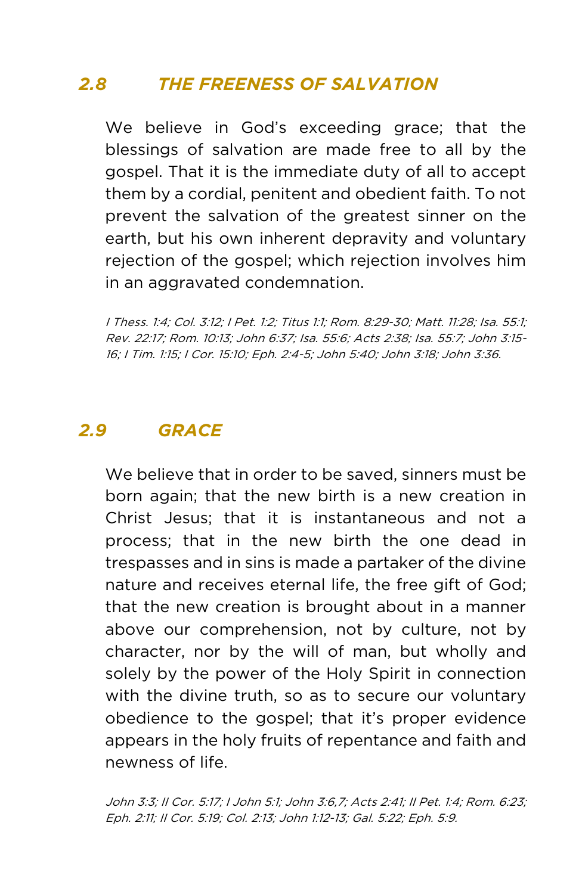## 2.8 THE FREENESS OF SALVATION

We believe in God's exceeding grace; that the blessings of salvation are made free to all by the gospel. That it is the immediate duty of all to accept them by a cordial, penitent and obedient faith. To not prevent the salvation of the greatest sinner on the earth, but his own inherent depravity and voluntary rejection of the gospel; which rejection involves him in an aggravated condemnation.

*I Thess. 1:4; Col. 3:12; I Pet. 1:2; Titus 1:1; Rom. 8:29-30; Matt. 11:28; Isa. 55:1; Rev. 22:17; Rom. 10:13; John 6:37; Isa. 55:6; Acts 2:38; Isa. 55:7; John 3:15-16; I Tim. 1:15; I Cor. 15:10; Eph. 2:4-5; John 5:40; John 3:18; John 3:36.*

## 2.9 GRACE

We believe that in order to be saved, sinners must be born again; that the new birth is a new creation in Christ Jesus; that it is instantaneous and not a process; that in the new birth the one dead in trespasses and in sins is made a partaker of the divine nature and receives eternal life, the free gift of God; that the new creation is brought about in a manner above our comprehension, not by culture, not by character, nor by the will of man, but wholly and solely by the power of the Holy Spirit in connection with the divine truth, so as to secure our voluntary obedience to the gospel; that it's proper evidence appears in the holy fruits of repentance and faith and newness of life.

*John 3:3; II Cor. 5:17; I John 5:1; John 3:6,7; Acts 2:41; II Pet. 1:4; Rom. 6:23; Eph. 2:11; II Cor. 5:19; Col. 2:13; John 1:12-13; Gal. 5:22; Eph. 5:9.*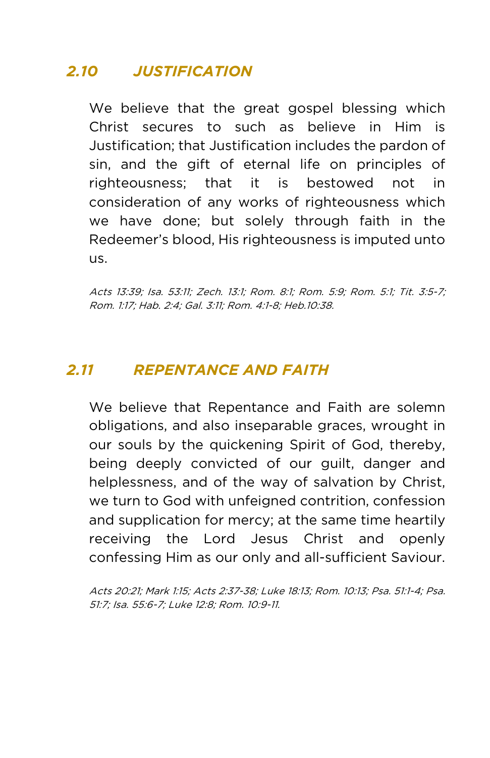## *2.10 JUSTIFICATION*

We believe that the great gospel blessing which Christ secures to such as believe in Him is Justification; that Justification includes the pardon of sin, and the gift of eternal life on principles of righteousness; that it is bestowed not in consideration of any works of righteousness which we have done; but solely through faith in the Redeemer's blood, His righteousness is imputed unto us.

*Acts 13:39; Isa. 53:11; Zech. 13:1; Rom. 8:1; Rom. 5:9; Rom. 5:1; Tit. 3:5-7; Rom. 1:17; Hab. 2:4; Gal. 3:11; Rom. 4:1-8; Heb.10:38.*

## *2.11 REPENTANCE AND FAITH*

We believe that Repentance and Faith are solemn obligations, and also inseparable graces, wrought in our souls by the quickening Spirit of God, thereby, being deeply convicted of our guilt, danger and helplessness, and of the way of salvation by Christ, we turn to God with unfeigned contrition, confession and supplication for mercy; at the same time heartily receiving the Lord Jesus Christ and openly confessing Him as our only and all-sufficient Saviour.

*Acts 20:21; Mark 1:15; Acts 2:37-38; Luke 18:13; Rom. 10:13; Psa. 51:1-4; Psa. 51:7; Isa. 55:6-7; Luke 12:8; Rom. 10:9-11.*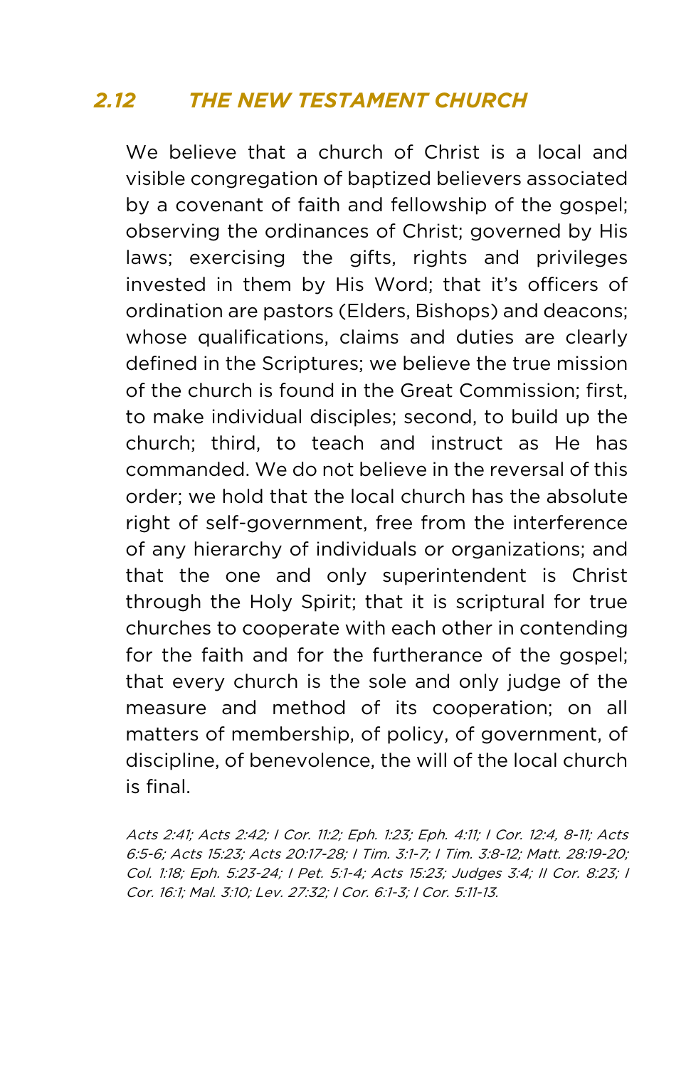## *2.12 THE NEW TESTAMENT CHURCH*

We believe that a church of Christ is a local and visible congregation of baptized believers associated by a covenant of faith and fellowship of the gospel; observing the ordinances of Christ; governed by His laws; exercising the gifts, rights and privileges invested in them by His Word; that it's officers of ordination are pastors (Elders, Bishops) and deacons; whose qualifications, claims and duties are clearly defined in the Scriptures; we believe the true mission of the church is found in the Great Commission; first, to make individual disciples; second, to build up the church; third, to teach and instruct as He has commanded. We do not believe in the reversal of this order; we hold that the local church has the absolute right of self-government, free from the interference of any hierarchy of individuals or organizations; and that the one and only superintendent is Christ through the Holy Spirit; that it is scriptural for true churches to cooperate with each other in contending for the faith and for the furtherance of the gospel; that every church is the sole and only judge of the measure and method of its cooperation; on all matters of membership, of policy, of government, of discipline, of benevolence, the will of the local church is final.

*Acts 2:41; Acts 2:42; I Cor. 11:2; Eph. 1:23; Eph. 4:11; I Cor. 12:4, 8-11; Acts 6:5-6; Acts 15:23; Acts 20:17-28; I Tim. 3:1-7; I Tim. 3:8-12; Matt. 28:19-20; Col. 1:18; Eph. 5:23-24; I Pet. 5:1-4; Acts 15:23; Judges 3:4; II Cor. 8:23; I Cor. 16:1; Mal. 3:10; Lev. 27:32; I Cor. 6:1-3; I Cor. 5:11-13.*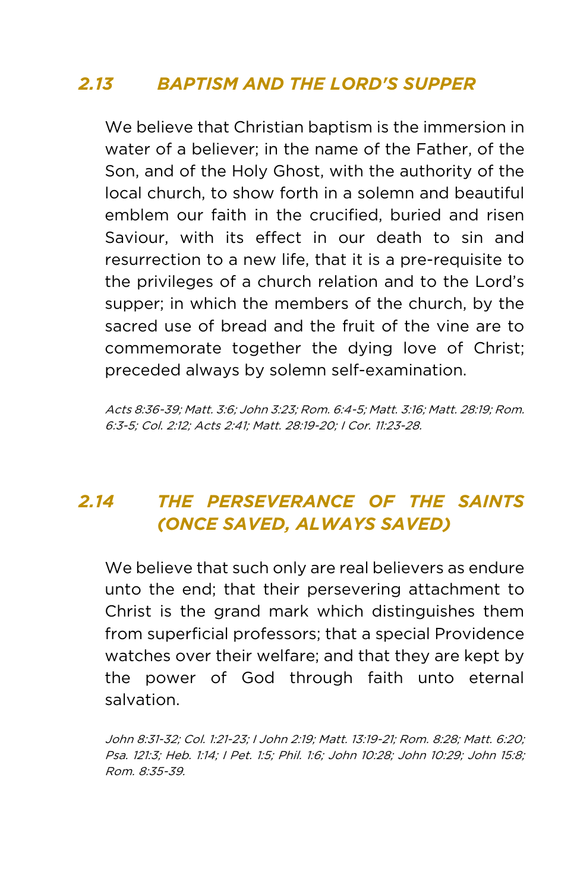## *2.13 BAPTISM AND THE LORD'S SUPPER*

We believe that Christian baptism is the immersion in water of a believer; in the name of the Father, of the Son, and of the Holy Ghost, with the authority of the local church, to show forth in a solemn and beautiful emblem our faith in the crucified, buried and risen Saviour, with its effect in our death to sin and resurrection to a new life, that it is a pre-requisite to the privileges of a church relation and to the Lord's supper; in which the members of the church, by the sacred use of bread and the fruit of the vine are to commemorate together the dying love of Christ; preceded always by solemn self-examination.

*Acts 8:36-39; Matt. 3:6; John 3:23; Rom. 6:4-5; Matt. 3:16; Matt. 28:19; Rom. 6:3-5; Col. 2:12; Acts 2:41; Matt. 28:19-20; I Cor. 11:23-28.*

## *2.14 THE PERSEVERANCE OF THE SAINTS (ONCE SAVED, ALWAYS SAVED)*

We believe that such only are real believers as endure unto the end; that their persevering attachment to Christ is the grand mark which distinguishes them from superficial professors; that a special Providence watches over their welfare; and that they are kept by the power of God through faith unto eternal salvation.

*John 8:31-32; Col. 1:21-23; I John 2:19; Matt. 13:19-21; Rom. 8:28; Matt. 6:20; Psa. 121:3; Heb. 1:14; I Pet. 1:5; Phil. 1:6; John 10:28; John 10:29; John 15:8; Rom. 8:35-39.*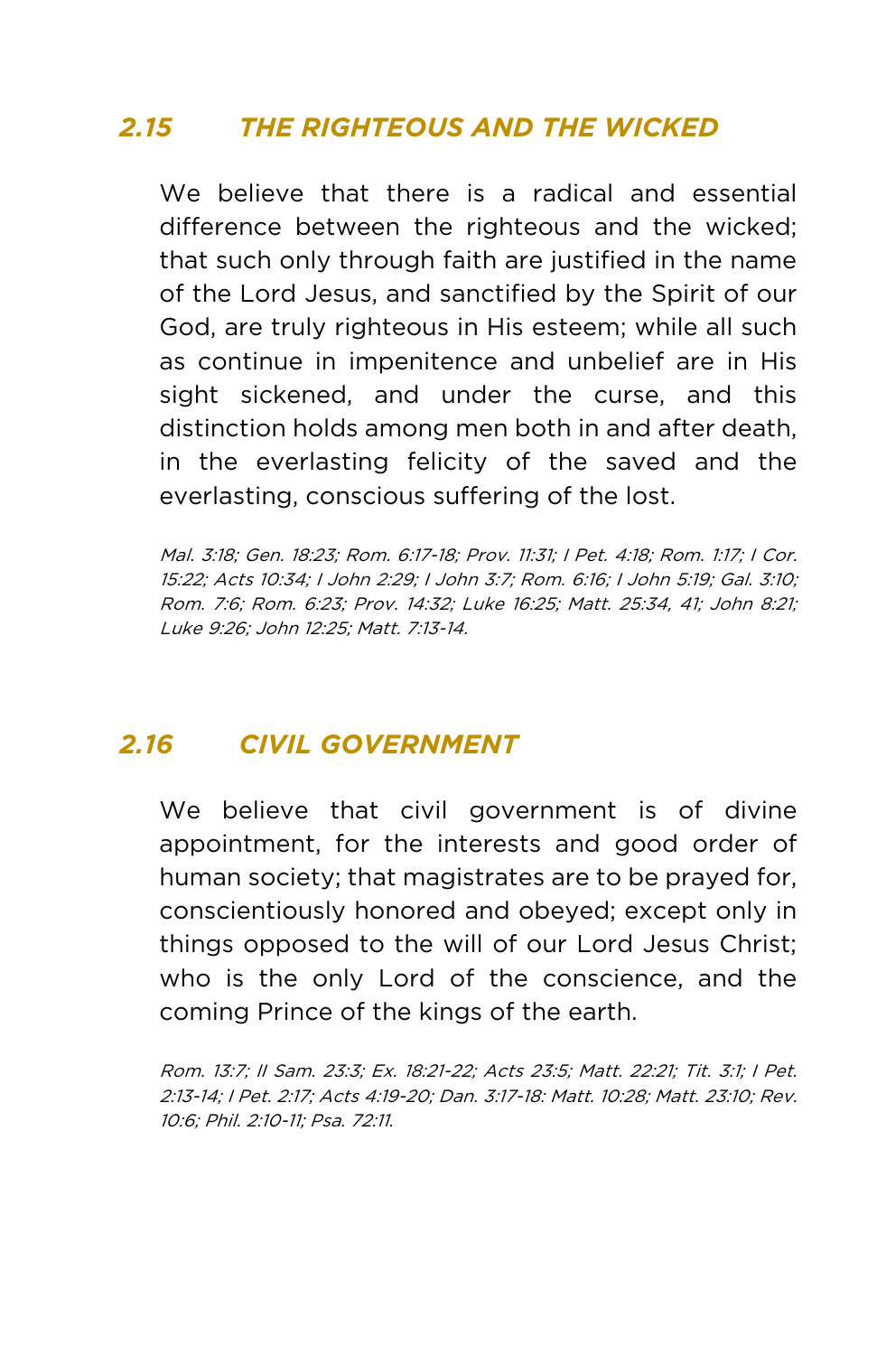## *2.15 THE RIGHTEOUS AND THE WICKED*

We believe that there is a radical and essential difference between the righteous and the wicked; that such only through faith are justified in the name of the Lord Jesus, and sanctified by the Spirit of our God, are truly righteous in His esteem; while all such as continue in impenitence and unbelief are in His sight sickened, and under the curse, and this distinction holds among men both in and after death, in the everlasting felicity of the saved and the everlasting, conscious suffering of the lost.

*Mal. 3:18; Gen. 18:23; Rom. 6:17-18; Prov. 11:31; I Pet. 4:18; Rom. 1:17; I Cor. 15:22; Acts 10:34; I John 2:29; I John 3:7; Rom. 6:16; I John 5:19; Gal. 3:10; Rom. 7:6; Rom. 6:23; Prov. 14:32; Luke 16:25; Matt. 25:34, 41; John 8:21; Luke 9:26; John 12:25; Matt. 7:13-14.*

## *2.16 CIVIL GOVERNMENT*

We believe that civil government is of divine appointment, for the interests and good order of human society; that magistrates are to be prayed for, conscientiously honored and obeyed; except only in things opposed to the will of our Lord Jesus Christ; who is the only Lord of the conscience, and the coming Prince of the kings of the earth.

*Rom. 13:7; II Sam. 23:3; Ex. 18:21-22; Acts 23:5; Matt. 22:21; Tit. 3:1; I Pet. 2:13-14; I Pet. 2:17; Acts 4:19-20; Dan. 3:17-18: Matt. 10:28; Matt. 23:10; Rev. 10:6; Phil. 2:10-11; Psa. 72:11.*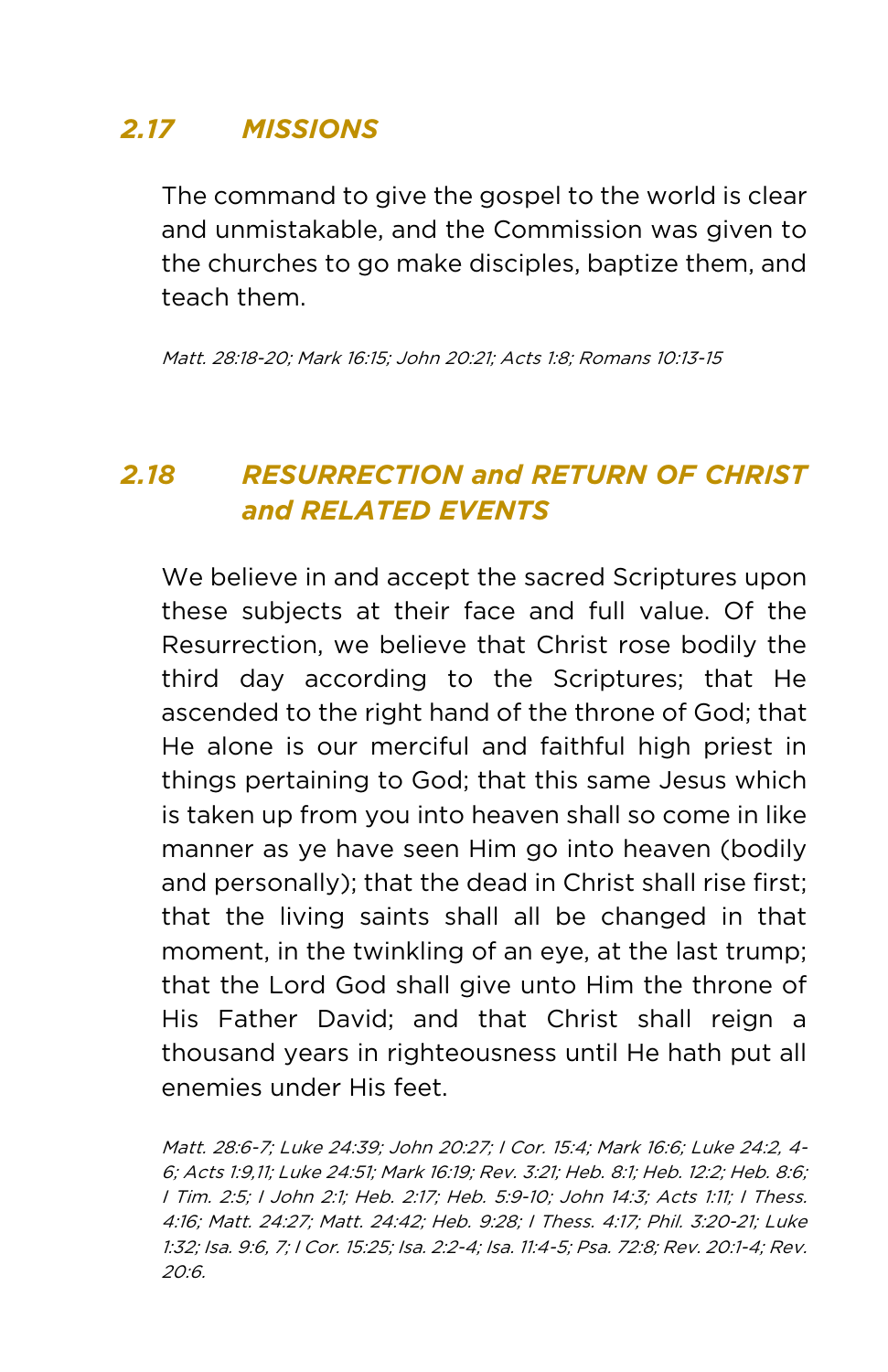## *2.17 MISSIONS*

The command to give the gospel to the world is clear and unmistakable, and the Commission was given to the churches to go make disciples, baptize them, and teach them.

*Matt. 28:18-20; Mark 16:15; John 20:21; Acts 1:8; Romans 10:13-15*

## *2.18 RESURRECTION and RETURN OF CHRIST and RELATED EVENTS*

We believe in and accept the sacred Scriptures upon these subjects at their face and full value. Of the Resurrection, we believe that Christ rose bodily the third day according to the Scriptures; that He ascended to the right hand of the throne of God; that He alone is our merciful and faithful high priest in things pertaining to God; that this same Jesus which is taken up from you into heaven shall so come in like manner as ye have seen Him go into heaven (bodily and personally); that the dead in Christ shall rise first; that the living saints shall all be changed in that moment, in the twinkling of an eye, at the last trump; that the Lord God shall give unto Him the throne of His Father David; and that Christ shall reign a thousand years in righteousness until He hath put all enemies under His feet.

*Matt. 28:6-7; Luke 24:39; John 20:27; I Cor. 15:4; Mark 16:6; Luke 24:2, 4-6; Acts 1:9,11; Luke 24:51; Mark 16:19; Rev. 3:21; Heb. 8:1; Heb. 12:2; Heb. 8:6; I Tim. 2:5; I John 2:1; Heb. 2:17; Heb. 5:9-10; John 14:3; Acts 1:11; I Thess. 4:16; Matt. 24:27; Matt. 24:42; Heb. 9:28; I Thess. 4:17; Phil. 3:20-21; Luke 1:32; Isa. 9:6, 7; I Cor. 15:25; Isa. 2:2-4; Isa. 11:4-5; Psa. 72:8; Rev. 20:1-4; Rev. 20:6.*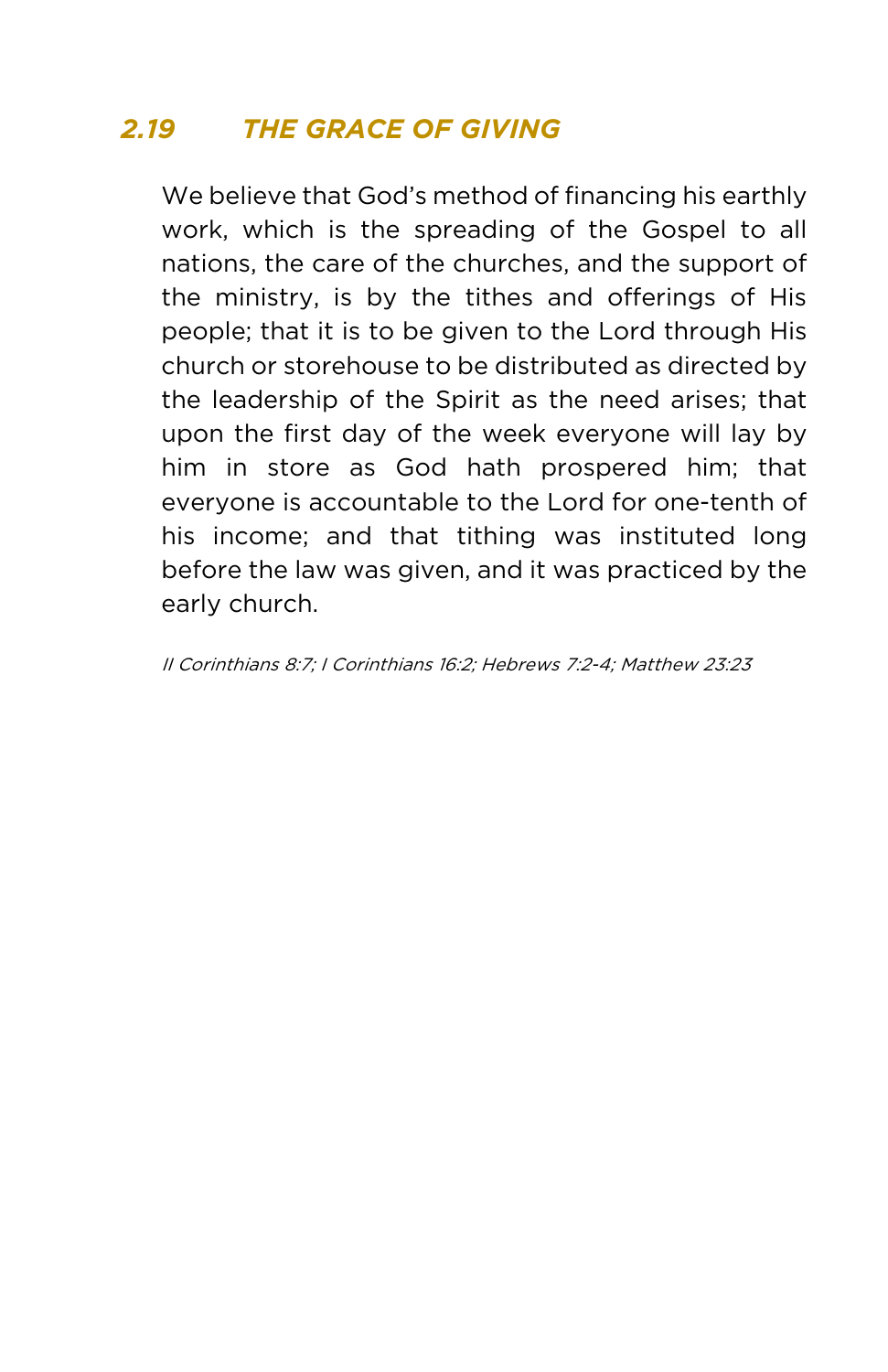## *2.19 THE GRACE OF GIVING*

We believe that God's method of financing his earthly work, which is the spreading of the Gospel to all nations, the care of the churches, and the support of the ministry, is by the tithes and offerings of His people; that it is to be given to the Lord through His church or storehouse to be distributed as directed by the leadership of the Spirit as the need arises; that upon the first day of the week everyone will lay by him in store as God hath prospered him; that everyone is accountable to the Lord for one-tenth of his income; and that tithing was instituted long before the law was given, and it was practiced by the early church.

*II Corinthians 8:7; I Corinthians 16:2; Hebrews 7:2-4; Matthew 23:23*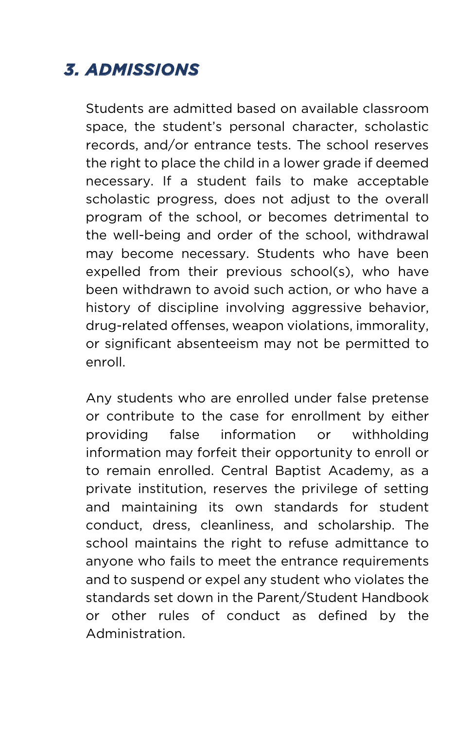## *3. ADMISSIONS*

Students are admitted based on available classroom space, the student's personal character, scholastic records, and/or entrance tests. The school reserves the right to place the child in a lower grade if deemed necessary. If a student fails to make acceptable scholastic progress, does not adjust to the overall program of the school, or becomes detrimental to the well-being and order of the school, withdrawal may become necessary. Students who have been expelled from their previous school(s), who have been withdrawn to avoid such action, or who have a history of discipline involving aggressive behavior, drug-related offenses, weapon violations, immorality, or significant absenteeism may not be permitted to enroll.

Any students who are enrolled under false pretense or contribute to the case for enrollment by either providing false information or withholding information may forfeit their opportunity to enroll or to remain enrolled. Central Baptist Academy, as a private institution, reserves the privilege of setting and maintaining its own standards for student conduct, dress, cleanliness, and scholarship. The school maintains the right to refuse admittance to anyone who fails to meet the entrance requirements and to suspend or expel any student who violates the standards set down in the Parent/Student Handbook or other rules of conduct as defined by the Administration.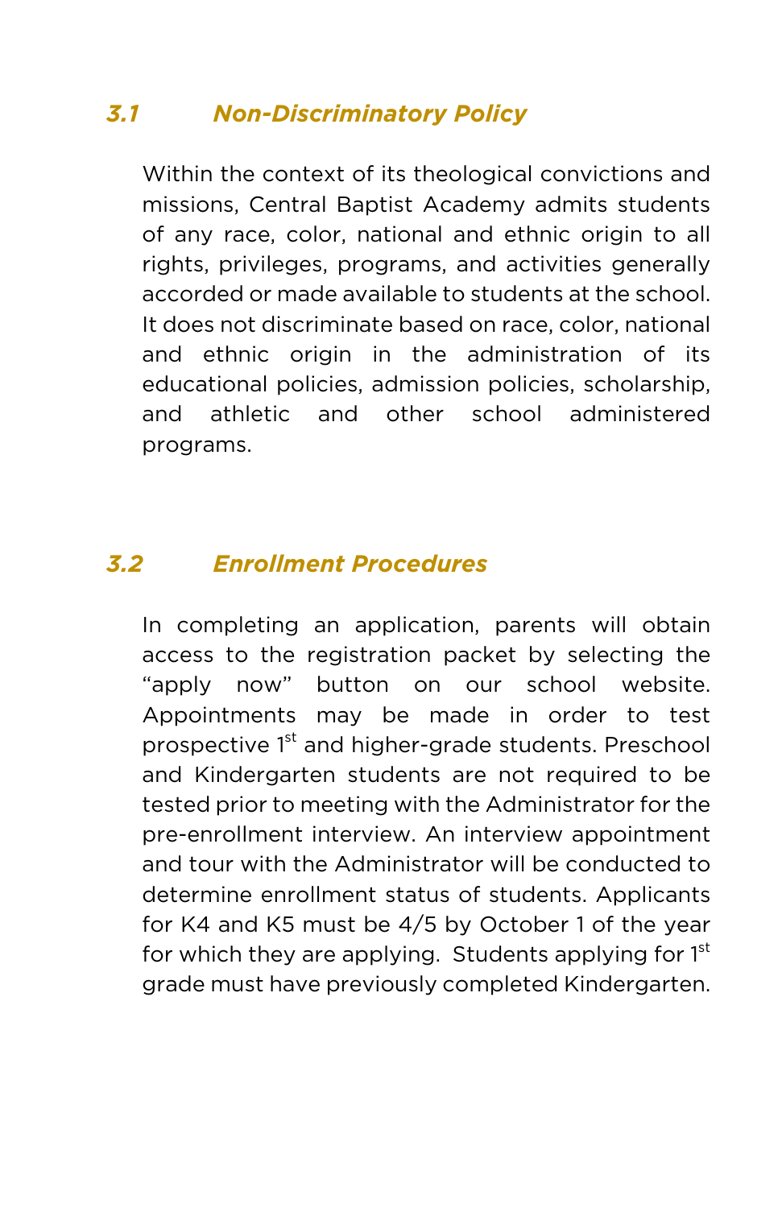### *3.1 Non-Discriminatory Policy*

Within the context of its theological convictions and missions, Central Baptist Academy admits students of any race, color, national and ethnic origin to all rights, privileges, programs, and activities generally accorded or made available to students at the school. It does not discriminate based on race, color, national and ethnic origin in the administration of its educational policies, admission policies, scholarship, and athletic and other school administered programs.

### *3.2 Enrollment Procedures*

In completing an application, parents will obtain access to the registration packet by selecting the "apply now" button on our school website. Appointments may be made in order to test prospective 1st and higher-grade students. Preschool and Kindergarten students are not required to be tested prior to meeting with the Administrator for the pre-enrollment interview. An interview appointment and tour with the Administrator will be conducted to determine enrollment status of students. Applicants for K4 and K5 must be 4/5 by October 1 of the year for which they are applying. Students applying for 1st grade must have previously completed Kindergarten.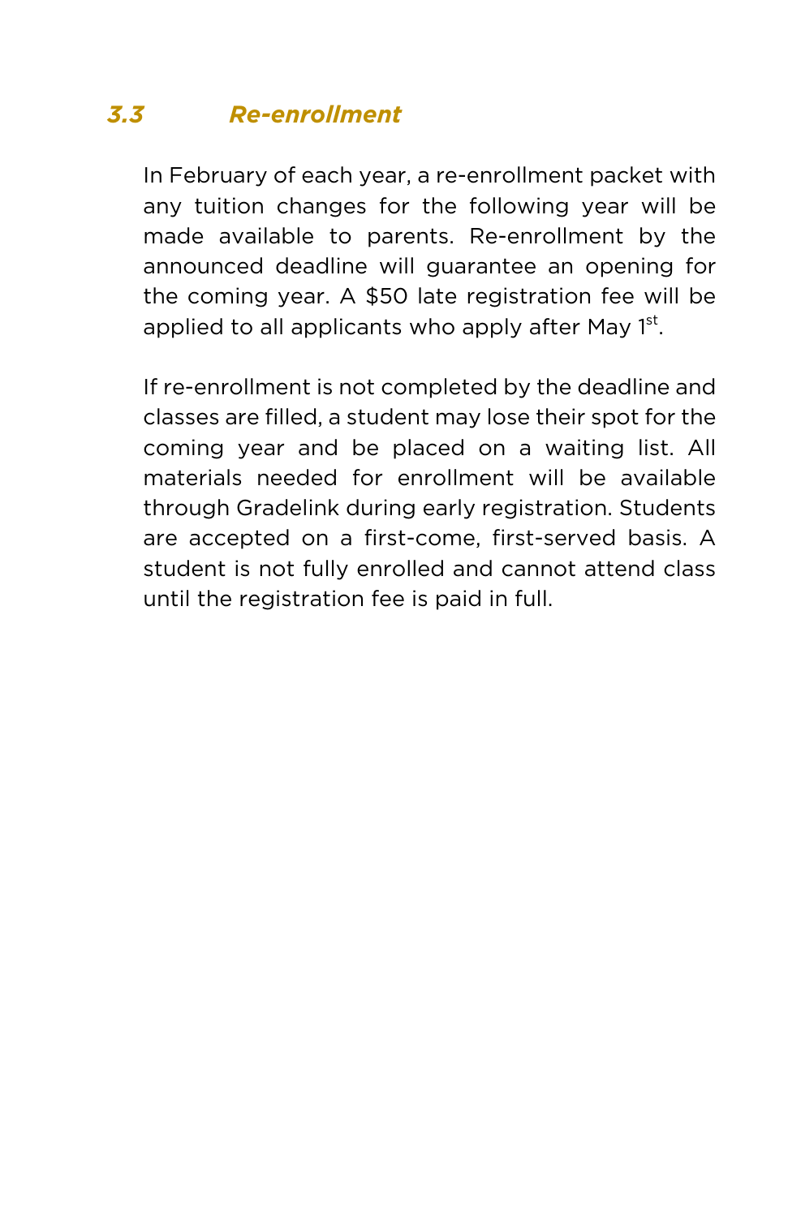### *3.3 Re-enrollment*

In February of each year, a re-enrollment packet with any tuition changes for the following year will be made available to parents. Re-enrollment by the announced deadline will guarantee an opening for the coming year. A $50 late registration fee will be applied to all applicants who apply after May 1st.

If re-enrollment is not completed by the deadline and classes are filled, a student may lose their spot for the coming year and be placed on a waiting list. All materials needed for enrollment will be available through Gradelink during early registration. Students are accepted on a first-come, first-served basis. A student is not fully enrolled and cannot attend class until the registration fee is paid in full.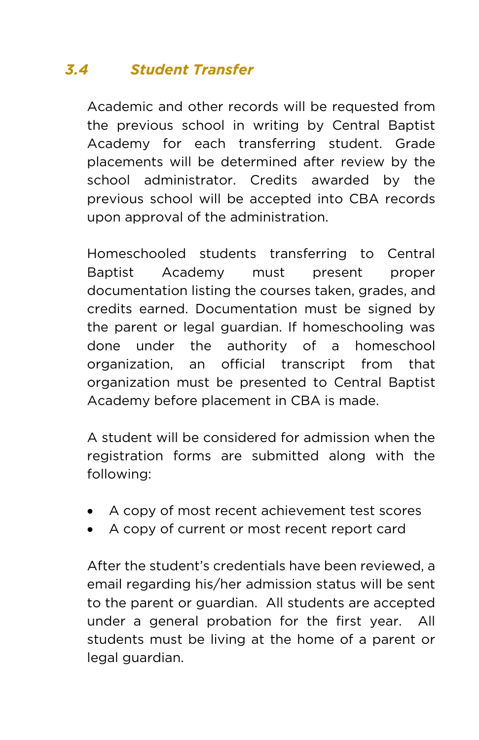### *3.4 Student Transfer*

Academic and other records will be requested from the previous school in writing by Central Baptist Academy for each transferring student. Grade placements will be determined after review by the school administrator. Credits awarded by the previous school will be accepted into CBA records upon approval of the administration.

Homeschooled students transferring to Central Baptist Academy must present proper documentation listing the courses taken, grades, and credits earned. Documentation must be signed by the parent or legal guardian. If homeschooling was done under the authority of a homeschool organization, an official transcript from that organization must be presented to Central Baptist Academy before placement in CBA is made.

A student will be considered for admission when the registration forms are submitted along with the following:

- A copy of most recent achievement test scores
- A copy of current or most recent report card

After the student's credentials have been reviewed, a email regarding his/her admission status will be sent to the parent or guardian. All students are accepted under a general probation for the first year. All students must be living at the home of a parent or legal guardian.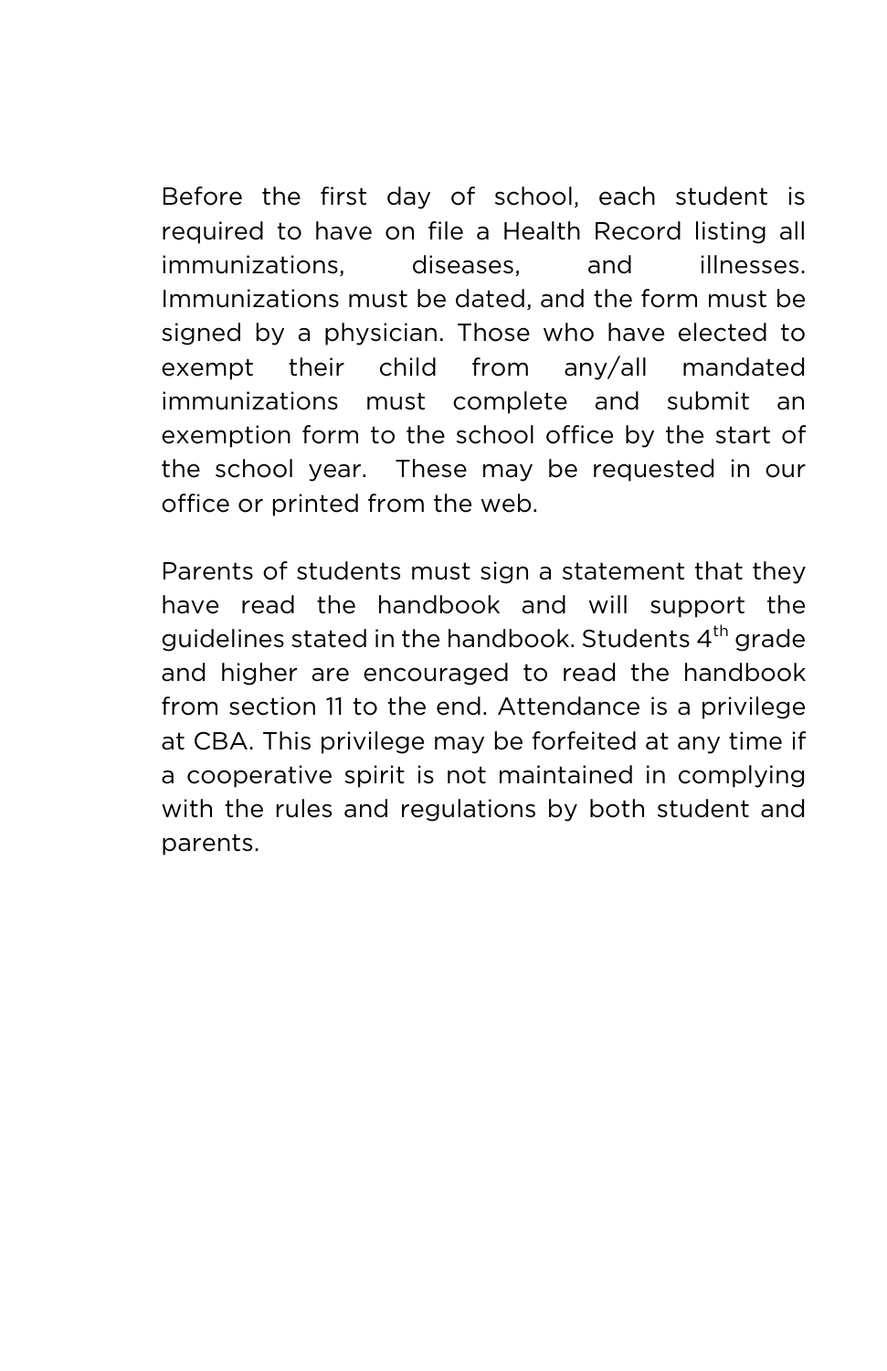Before the first day of school, each student is required to have on file a Health Record listing all immunizations, diseases, and illnesses. Immunizations must be dated, and the form must be signed by a physician. Those who have elected to exempt their child from any/all mandated immunizations must complete and submit an exemption form to the school office by the start of the school year.  These may be requested in our office or printed from the web.

Parents of students must sign a statement that they have read the handbook and will support the guidelines stated in the handbook. Students 4th grade and higher are encouraged to read the handbook from section 11 to the end. Attendance is a privilege at CBA. This privilege may be forfeited at any time if a cooperative spirit is not maintained in complying with the rules and regulations by both student and parents.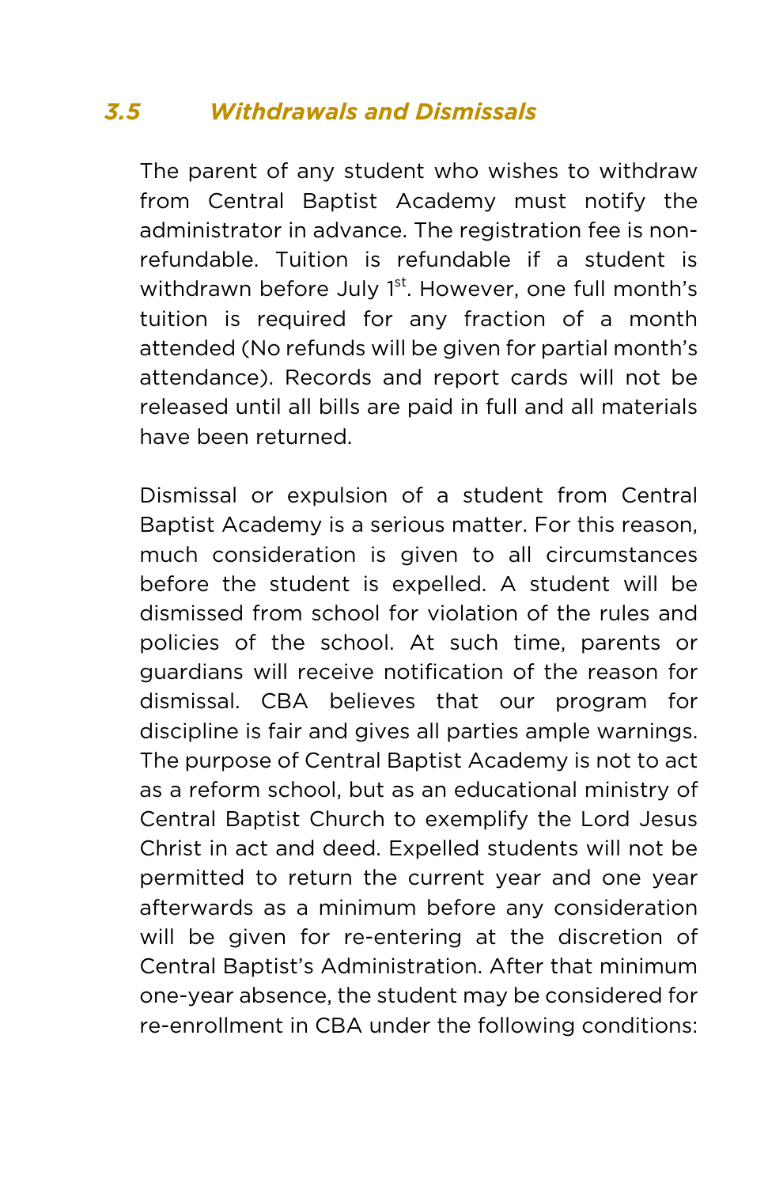### *3.5 Withdrawals and Dismissals*

The parent of any student who wishes to withdraw from Central Baptist Academy must notify the administrator in advance. The registration fee is non-refundable. Tuition is refundable if a student is withdrawn before July 1st. However, one full month's tuition is required for any fraction of a month attended (No refunds will be given for partial month's attendance). Records and report cards will not be released until all bills are paid in full and all materials have been returned.

Dismissal or expulsion of a student from Central Baptist Academy is a serious matter. For this reason, much consideration is given to all circumstances before the student is expelled. A student will be dismissed from school for violation of the rules and policies of the school. At such time, parents or guardians will receive notification of the reason for dismissal. CBA believes that our program for discipline is fair and gives all parties ample warnings. The purpose of Central Baptist Academy is not to act as a reform school, but as an educational ministry of Central Baptist Church to exemplify the Lord Jesus Christ in act and deed. Expelled students will not be permitted to return the current year and one year afterwards as a minimum before any consideration will be given for re-entering at the discretion of Central Baptist's Administration. After that minimum one-year absence, the student may be considered for re-enrollment in CBA under the following conditions: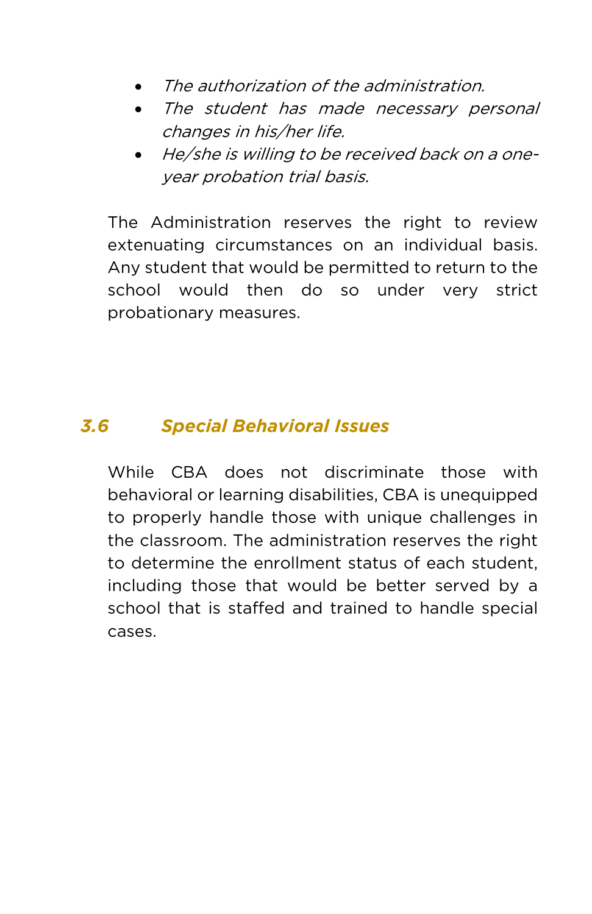- *The authorization of the administration.*
- *The student has made necessary personal changes in his/her life.*
- *He/she is willing to be received back on a one-year probation trial basis.*

The Administration reserves the right to review extenuating circumstances on an individual basis. Any student that would be permitted to return to the school would then do so under very strict probationary measures.

## 3.6 Special Behavioral Issues

While CBA does not discriminate those with behavioral or learning disabilities, CBA is unequipped to properly handle those with unique challenges in the classroom. The administration reserves the right to determine the enrollment status of each student, including those that would be better served by a school that is staffed and trained to handle special cases.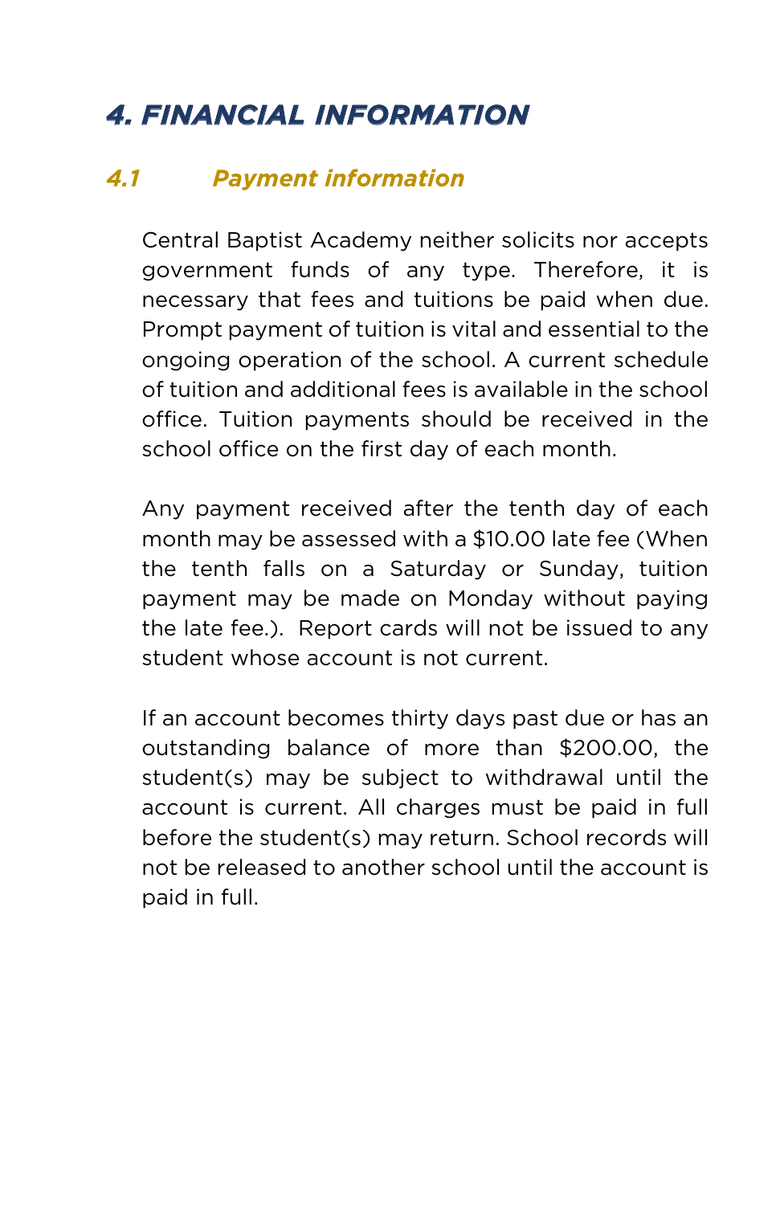# 4. FINANCIAL INFORMATION

## 4.1 Payment information

Central Baptist Academy neither solicits nor accepts government funds of any type. Therefore, it is necessary that fees and tuitions be paid when due. Prompt payment of tuition is vital and essential to the ongoing operation of the school. A current schedule of tuition and additional fees is available in the school office. Tuition payments should be received in the school office on the first day of each month.

Any payment received after the tenth day of each month may be assessed with a $10.00 late fee (When the tenth falls on a Saturday or Sunday, tuition payment may be made on Monday without paying the late fee.). Report cards will not be issued to any student whose account is not current.

If an account becomes thirty days past due or has an outstanding balance of more than $200.00, the student(s) may be subject to withdrawal until the account is current. All charges must be paid in full before the student(s) may return. School records will not be released to another school until the account is paid in full.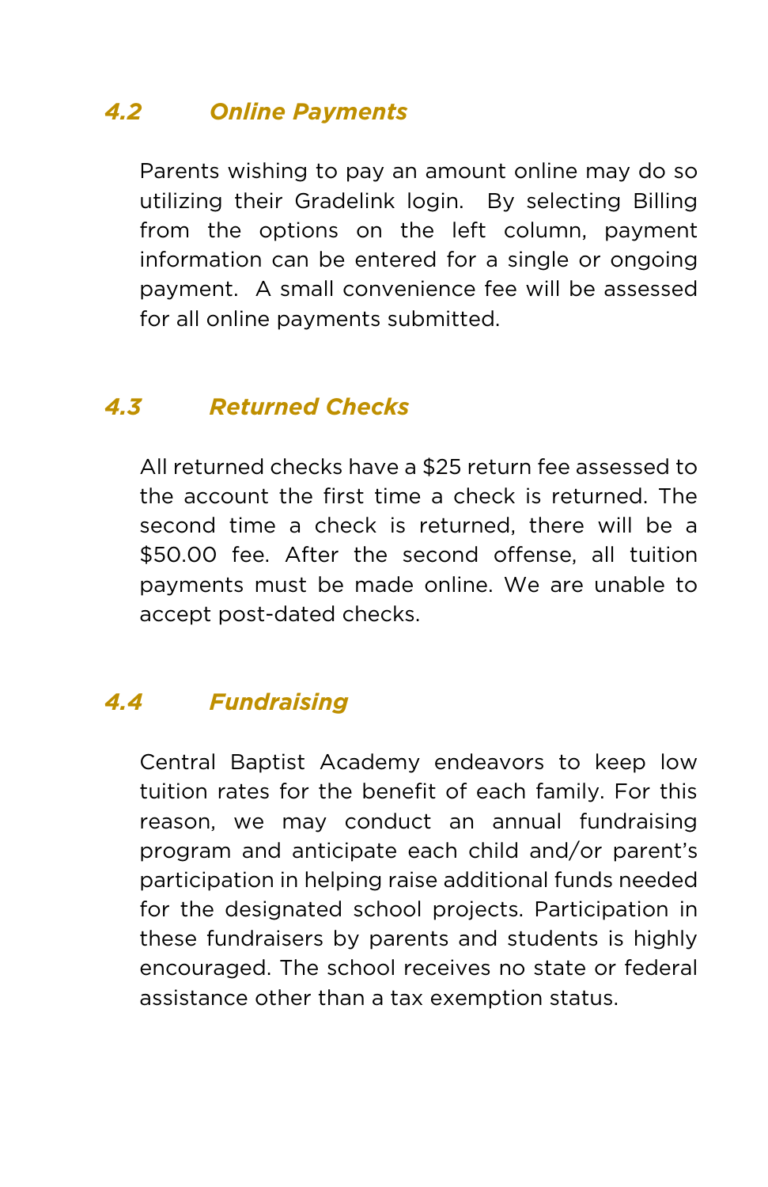### *4.2 Online Payments*

Parents wishing to pay an amount online may do so utilizing their Gradelink login. By selecting Billing from the options on the left column, payment information can be entered for a single or ongoing payment. A small convenience fee will be assessed for all online payments submitted.

### *4.3 Returned Checks*

All returned checks have a $25 return fee assessed to the account the first time a check is returned. The second time a check is returned, there will be a $50.00 fee. After the second offense, all tuition payments must be made online. We are unable to accept post-dated checks.

### *4.4 Fundraising*

Central Baptist Academy endeavors to keep low tuition rates for the benefit of each family. For this reason, we may conduct an annual fundraising program and anticipate each child and/or parent's participation in helping raise additional funds needed for the designated school projects. Participation in these fundraisers by parents and students is highly encouraged. The school receives no state or federal assistance other than a tax exemption status.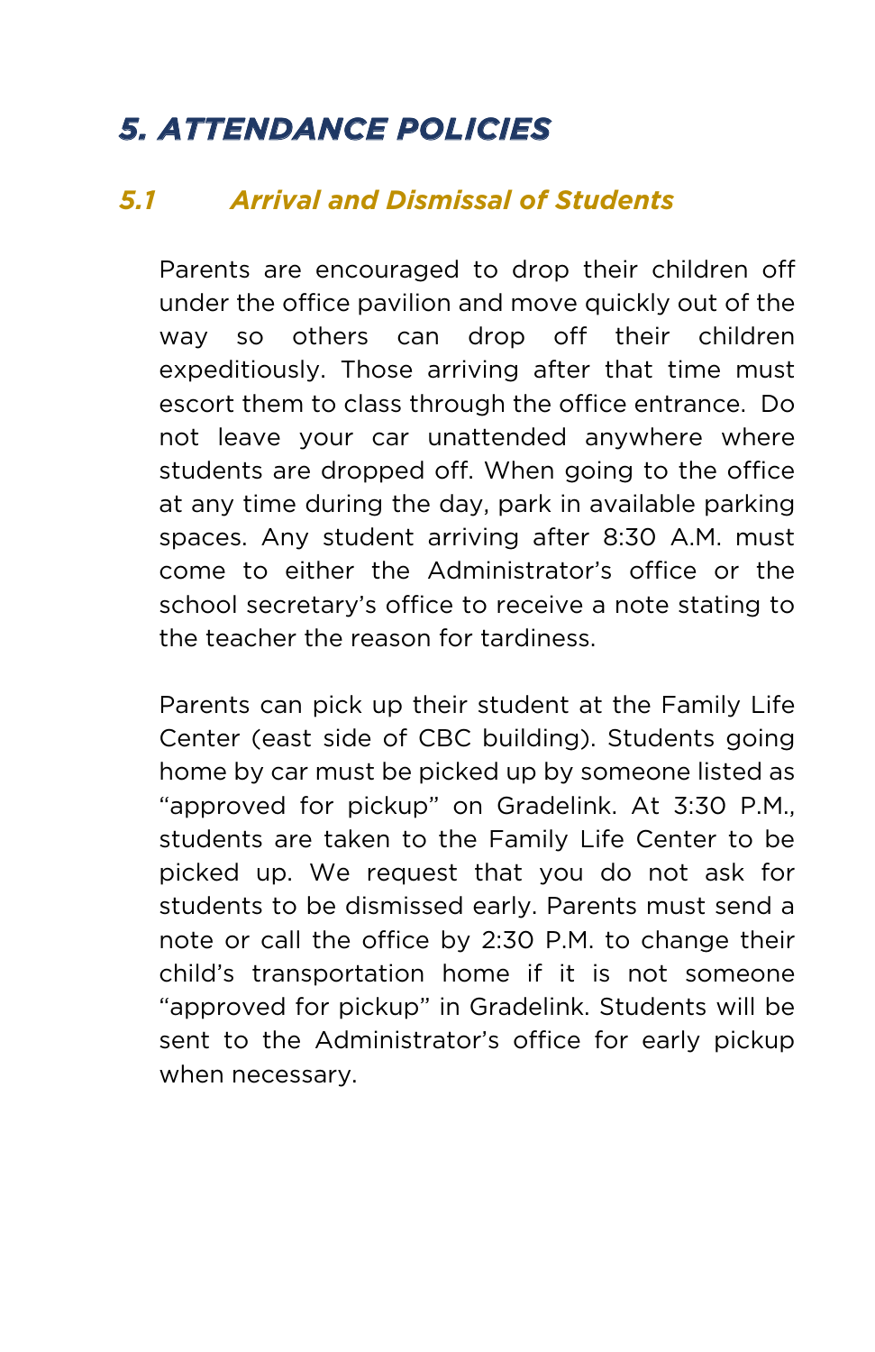# *5. ATTENDANCE POLICIES*

## *5.1 Arrival and Dismissal of Students*

Parents are encouraged to drop their children off under the office pavilion and move quickly out of the way so others can drop off their children expeditiously. Those arriving after that time must escort them to class through the office entrance. Do not leave your car unattended anywhere where students are dropped off. When going to the office at any time during the day, park in available parking spaces. Any student arriving after 8:30 A.M. must come to either the Administrator's office or the school secretary's office to receive a note stating to the teacher the reason for tardiness.

Parents can pick up their student at the Family Life Center (east side of CBC building). Students going home by car must be picked up by someone listed as "approved for pickup" on Gradelink. At 3:30 P.M., students are taken to the Family Life Center to be picked up. We request that you do not ask for students to be dismissed early. Parents must send a note or call the office by 2:30 P.M. to change their child's transportation home if it is not someone "approved for pickup" in Gradelink. Students will be sent to the Administrator's office for early pickup when necessary.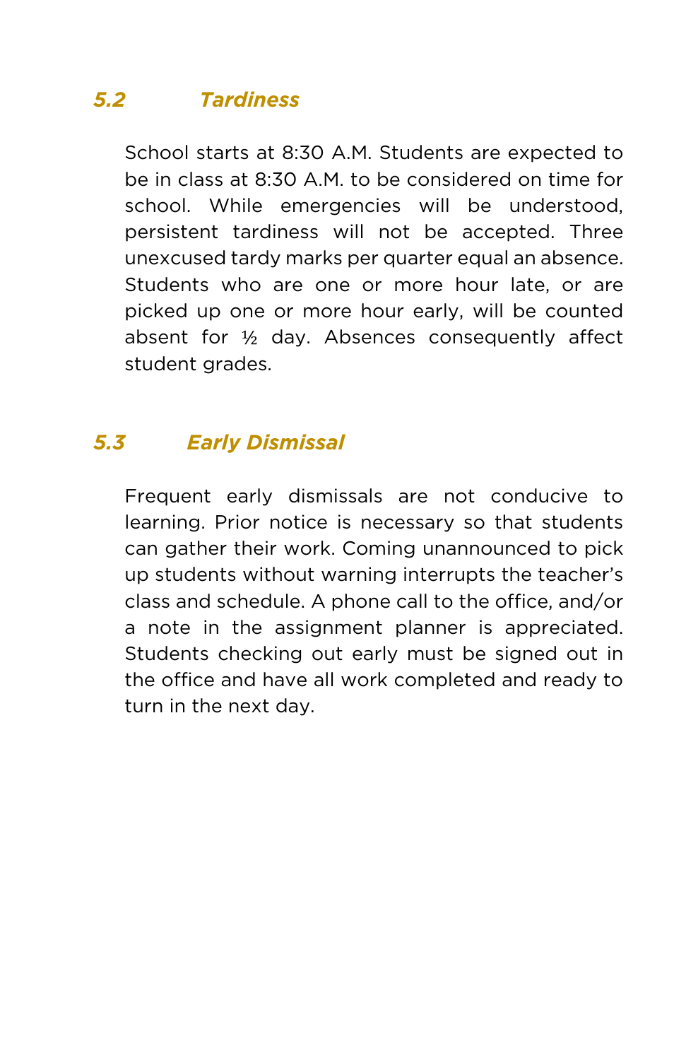### *5.2 Tardiness*

School starts at 8:30 A.M. Students are expected to be in class at 8:30 A.M. to be considered on time for school. While emergencies will be understood, persistent tardiness will not be accepted. Three unexcused tardy marks per quarter equal an absence. Students who are one or more hour late, or are picked up one or more hour early, will be counted absent for ½ day. Absences consequently affect student grades.

### *5.3 Early Dismissal*

Frequent early dismissals are not conducive to learning. Prior notice is necessary so that students can gather their work. Coming unannounced to pick up students without warning interrupts the teacher's class and schedule. A phone call to the office, and/or a note in the assignment planner is appreciated. Students checking out early must be signed out in the office and have all work completed and ready to turn in the next day.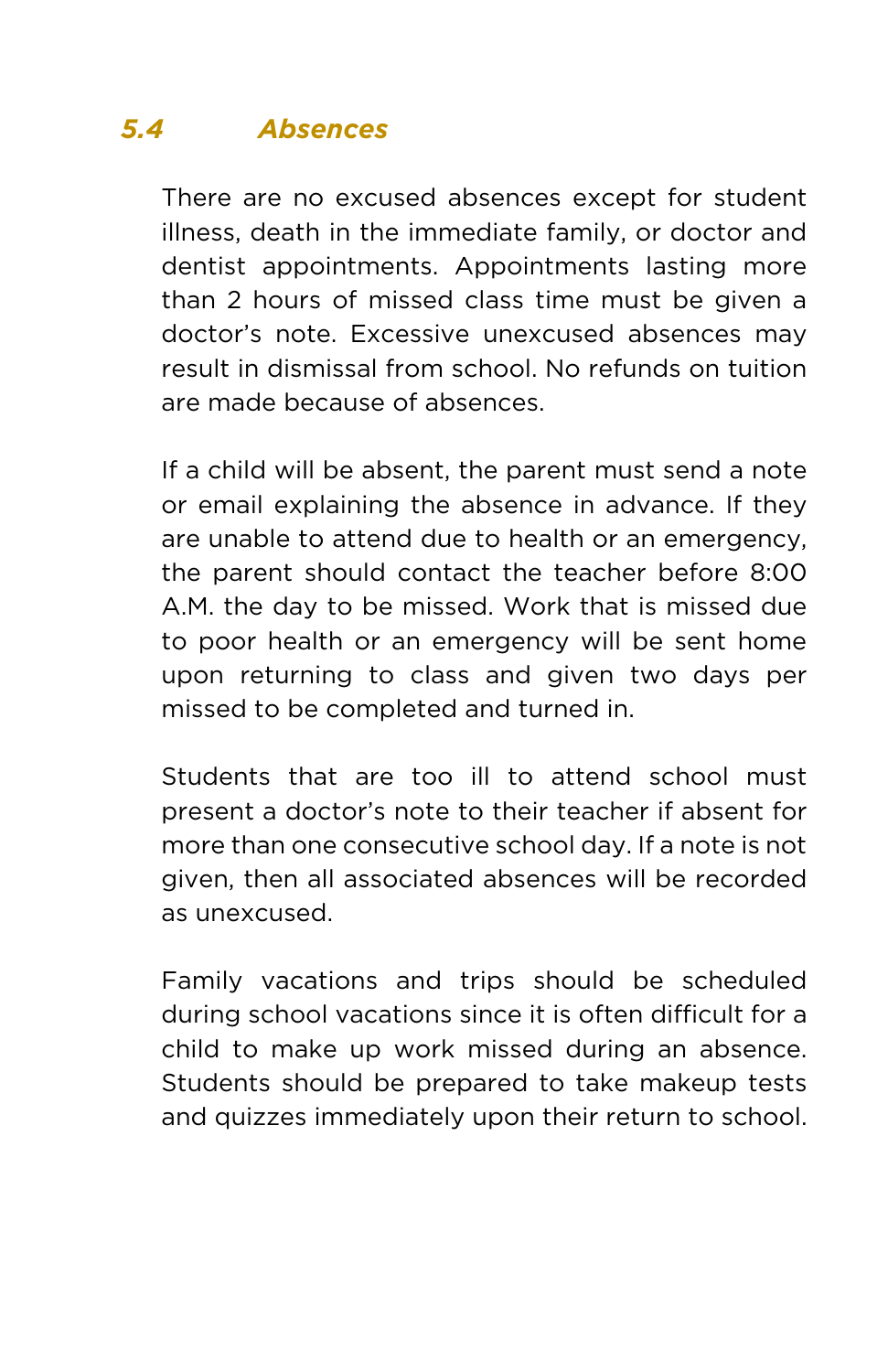### *5.4 Absences*

There are no excused absences except for student illness, death in the immediate family, or doctor and dentist appointments. Appointments lasting more than 2 hours of missed class time must be given a doctor's note. Excessive unexcused absences may result in dismissal from school. No refunds on tuition are made because of absences.

If a child will be absent, the parent must send a note or email explaining the absence in advance. If they are unable to attend due to health or an emergency, the parent should contact the teacher before 8:00 A.M. the day to be missed. Work that is missed due to poor health or an emergency will be sent home upon returning to class and given two days per missed to be completed and turned in.

Students that are too ill to attend school must present a doctor's note to their teacher if absent for more than one consecutive school day. If a note is not given, then all associated absences will be recorded as unexcused.

Family vacations and trips should be scheduled during school vacations since it is often difficult for a child to make up work missed during an absence. Students should be prepared to take makeup tests and quizzes immediately upon their return to school.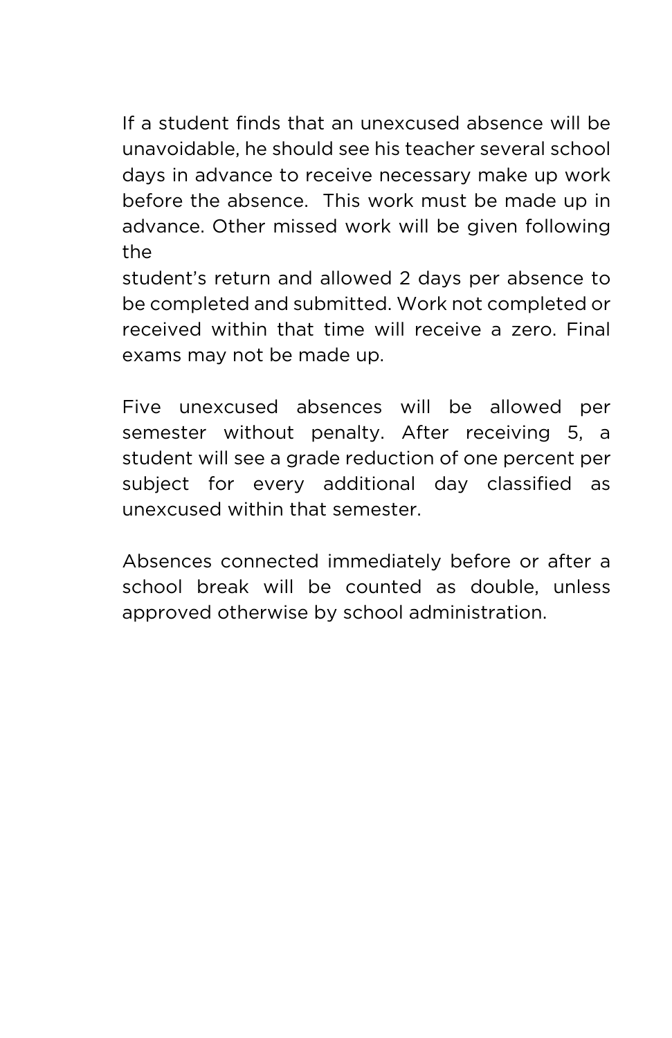If a student finds that an unexcused absence will be unavoidable, he should see his teacher several school days in advance to receive necessary make up work before the absence.  This work must be made up in advance. Other missed work will be given following the student's return and allowed 2 days per absence to be completed and submitted. Work not completed or received within that time will receive a zero. Final exams may not be made up.

Five unexcused absences will be allowed per semester without penalty. After receiving 5, a student will see a grade reduction of one percent per subject for every additional day classified as unexcused within that semester.

Absences connected immediately before or after a school break will be counted as double, unless approved otherwise by school administration.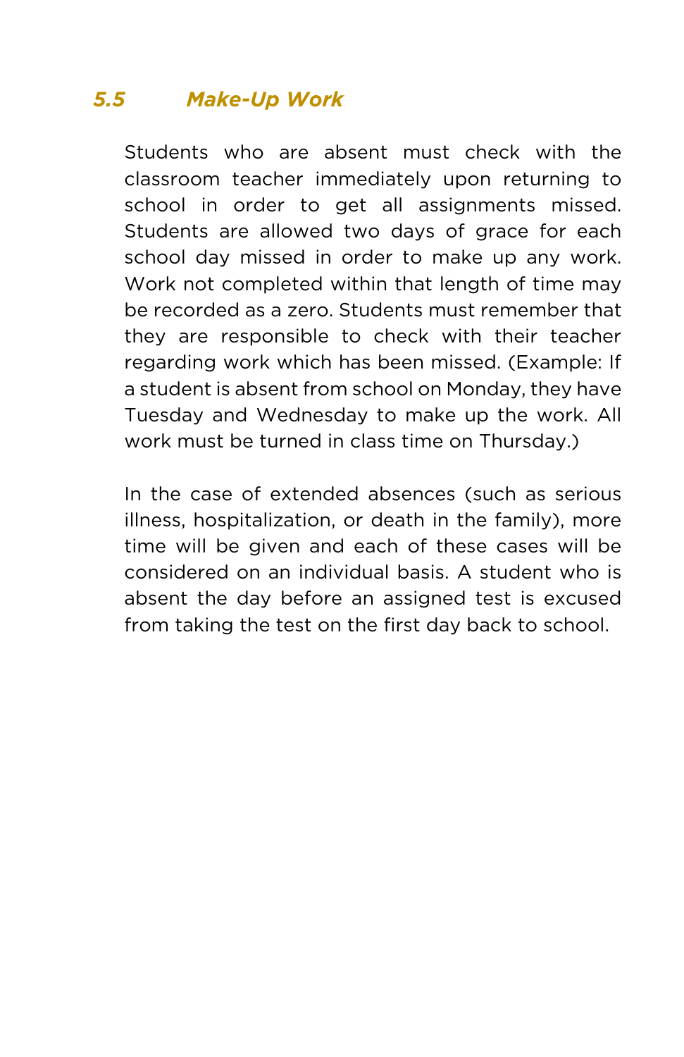### *5.5 Make-Up Work*

Students who are absent must check with the classroom teacher immediately upon returning to school in order to get all assignments missed. Students are allowed two days of grace for each school day missed in order to make up any work. Work not completed within that length of time may be recorded as a zero. Students must remember that they are responsible to check with their teacher regarding work which has been missed. (Example: If a student is absent from school on Monday, they have Tuesday and Wednesday to make up the work. All work must be turned in class time on Thursday.)

In the case of extended absences (such as serious illness, hospitalization, or death in the family), more time will be given and each of these cases will be considered on an individual basis. A student who is absent the day before an assigned test is excused from taking the test on the first day back to school.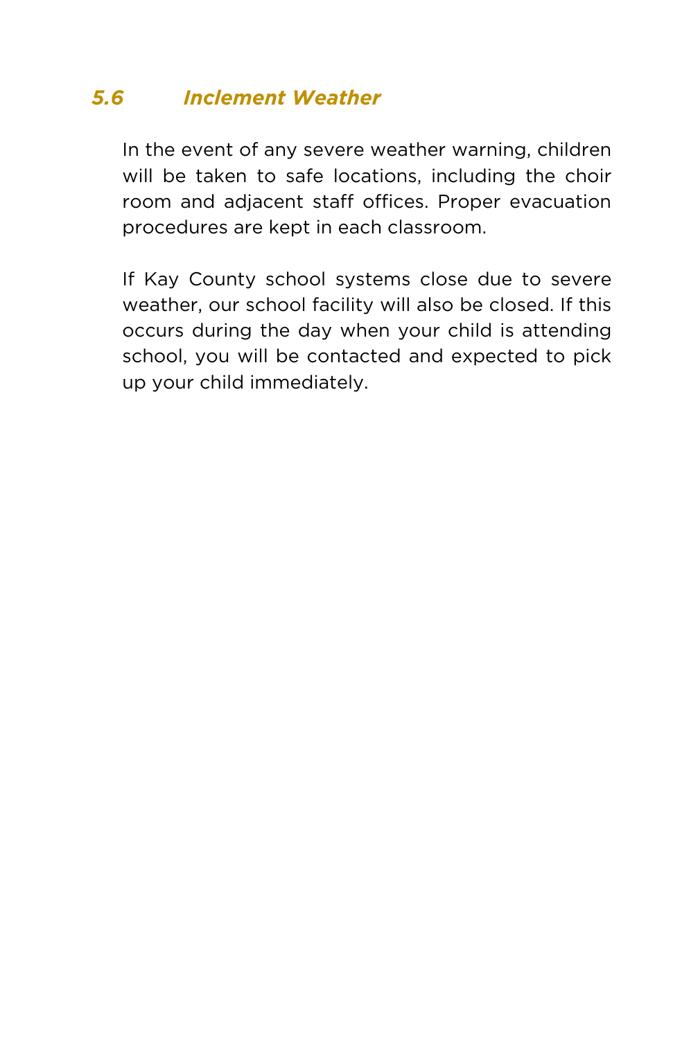### *5.6 Inclement Weather*

In the event of any severe weather warning, children will be taken to safe locations, including the choir room and adjacent staff offices. Proper evacuation procedures are kept in each classroom.

If Kay County school systems close due to severe weather, our school facility will also be closed. If this occurs during the day when your child is attending school, you will be contacted and expected to pick up your child immediately.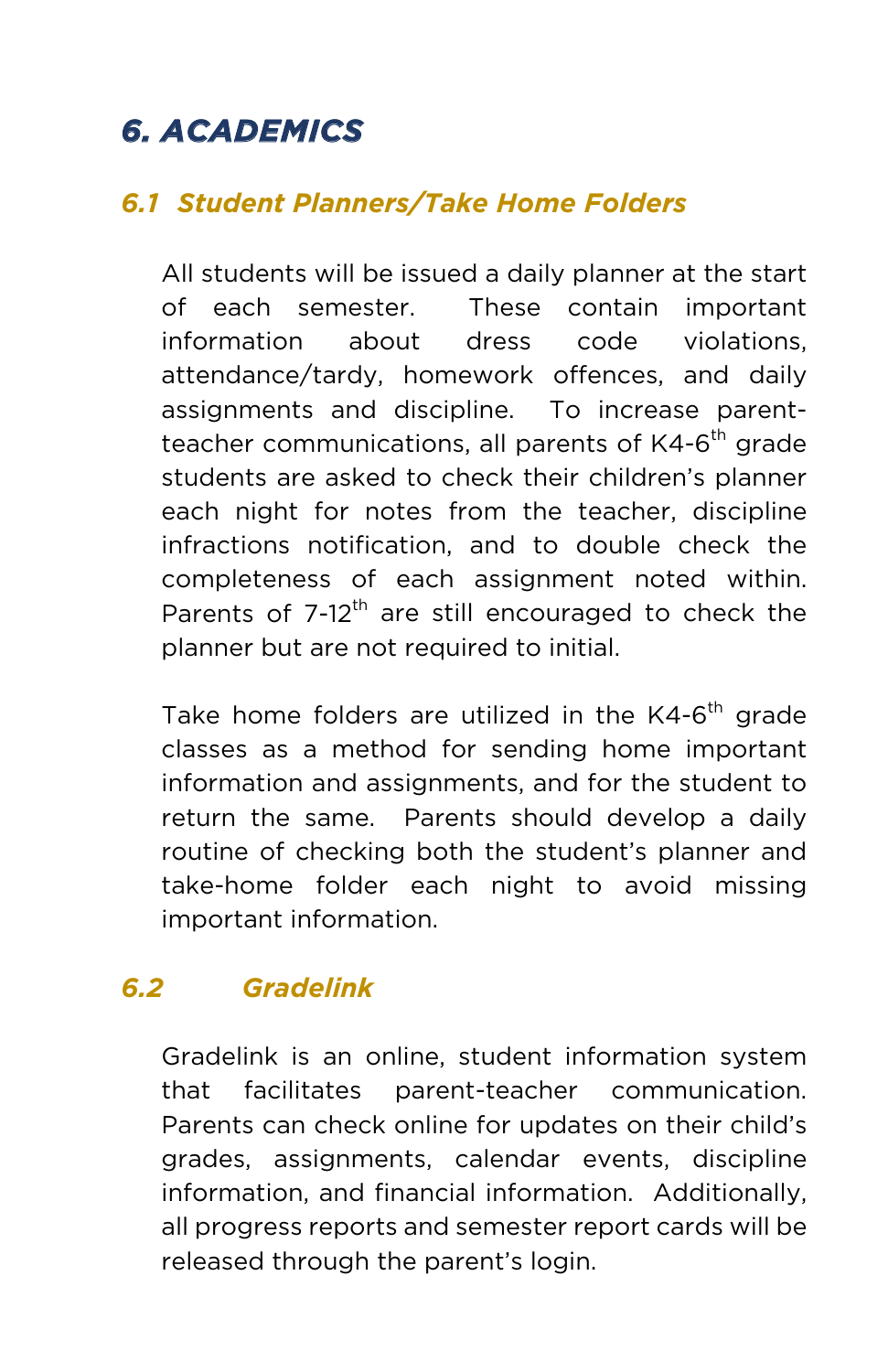# 6. ACADEMICS

## 6.1 Student Planners/Take Home Folders

All students will be issued a daily planner at the start of each semester. These contain important information about dress code violations, attendance/tardy, homework offences, and daily assignments and discipline. To increase parent-teacher communications, all parents of K4-6th grade students are asked to check their children's planner each night for notes from the teacher, discipline infractions notification, and to double check the completeness of each assignment noted within. Parents of 7-12th are still encouraged to check the planner but are not required to initial.

Take home folders are utilized in the K4-6th grade classes as a method for sending home important information and assignments, and for the student to return the same. Parents should develop a daily routine of checking both the student's planner and take-home folder each night to avoid missing important information.

## 6.2 Gradelink

Gradelink is an online, student information system that facilitates parent-teacher communication. Parents can check online for updates on their child's grades, assignments, calendar events, discipline information, and financial information. Additionally, all progress reports and semester report cards will be released through the parent's login.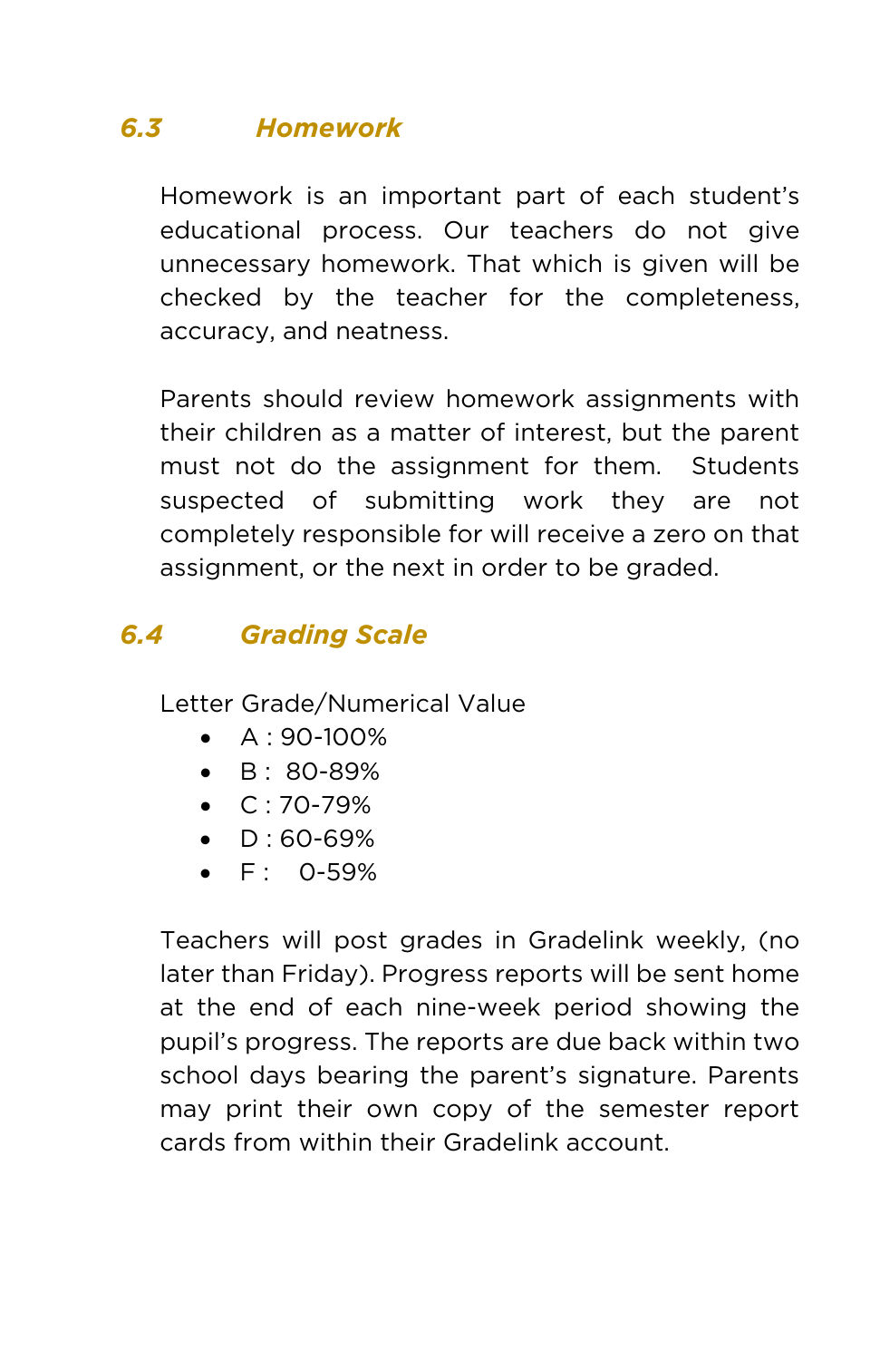### *6.3 Homework*

Homework is an important part of each student's educational process. Our teachers do not give unnecessary homework. That which is given will be checked by the teacher for the completeness, accuracy, and neatness.

Parents should review homework assignments with their children as a matter of interest, but the parent must not do the assignment for them. Students suspected of submitting work they are not completely responsible for will receive a zero on that assignment, or the next in order to be graded.

### *6.4 Grading Scale*

Letter Grade/Numerical Value

- A : 90-100%
- B : 80-89%
- C : 70-79%
- D : 60-69%
- F : 0-59%

Teachers will post grades in Gradelink weekly, (no later than Friday). Progress reports will be sent home at the end of each nine-week period showing the pupil's progress. The reports are due back within two school days bearing the parent's signature. Parents may print their own copy of the semester report cards from within their Gradelink account.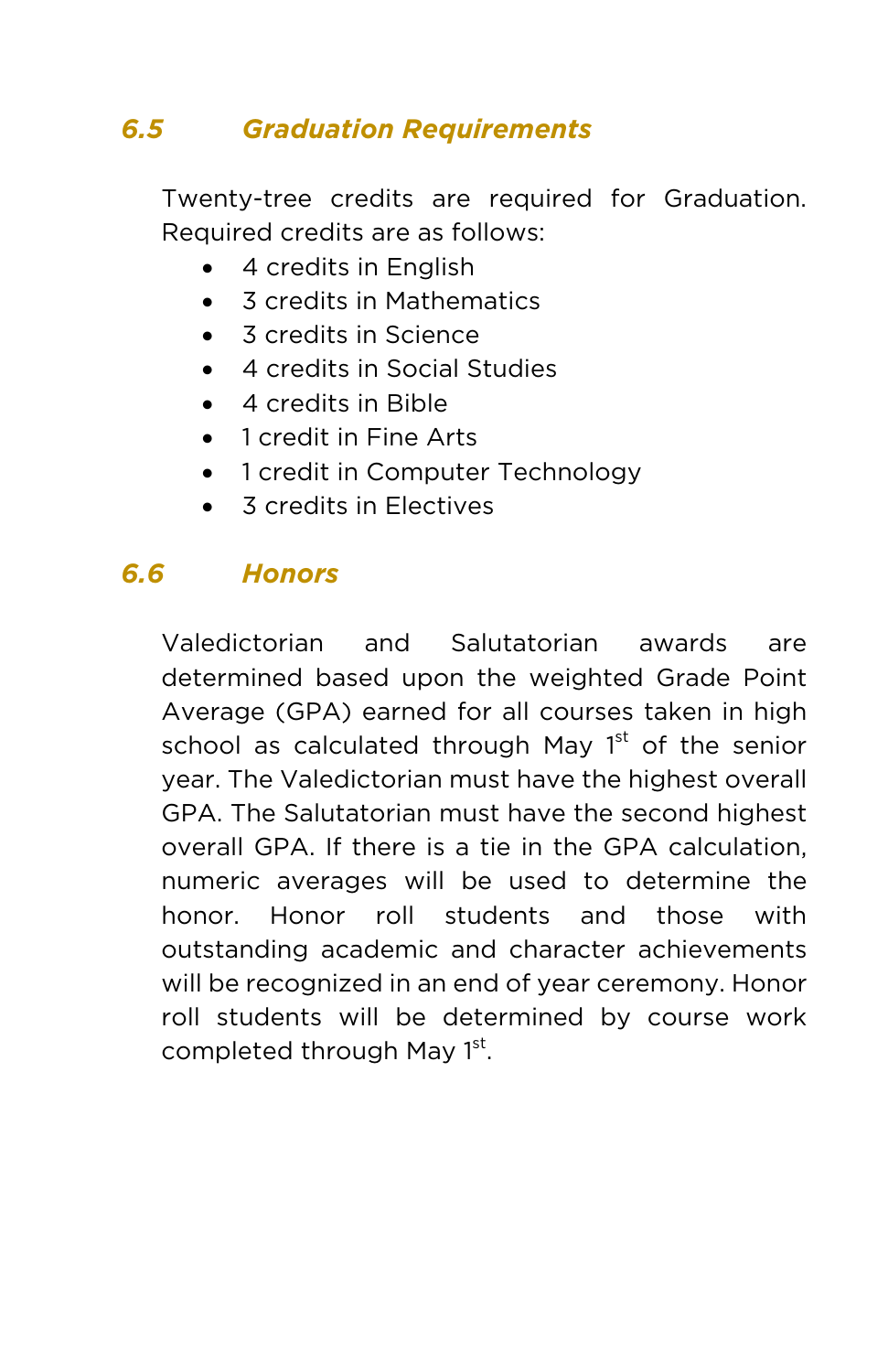## 6.5 Graduation Requirements

Twenty-tree credits are required for Graduation. Required credits are as follows:

- 4 credits in English
- 3 credits in Mathematics
- 3 credits in Science
- 4 credits in Social Studies
- 4 credits in Bible
- 1 credit in Fine Arts
- 1 credit in Computer Technology
- 3 credits in Electives

## 6.6 Honors

Valedictorian and Salutatorian awards are determined based upon the weighted Grade Point Average (GPA) earned for all courses taken in high school as calculated through May 1st of the senior year. The Valedictorian must have the highest overall GPA. The Salutatorian must have the second highest overall GPA. If there is a tie in the GPA calculation, numeric averages will be used to determine the honor. Honor roll students and those with outstanding academic and character achievements will be recognized in an end of year ceremony. Honor roll students will be determined by course work completed through May 1st.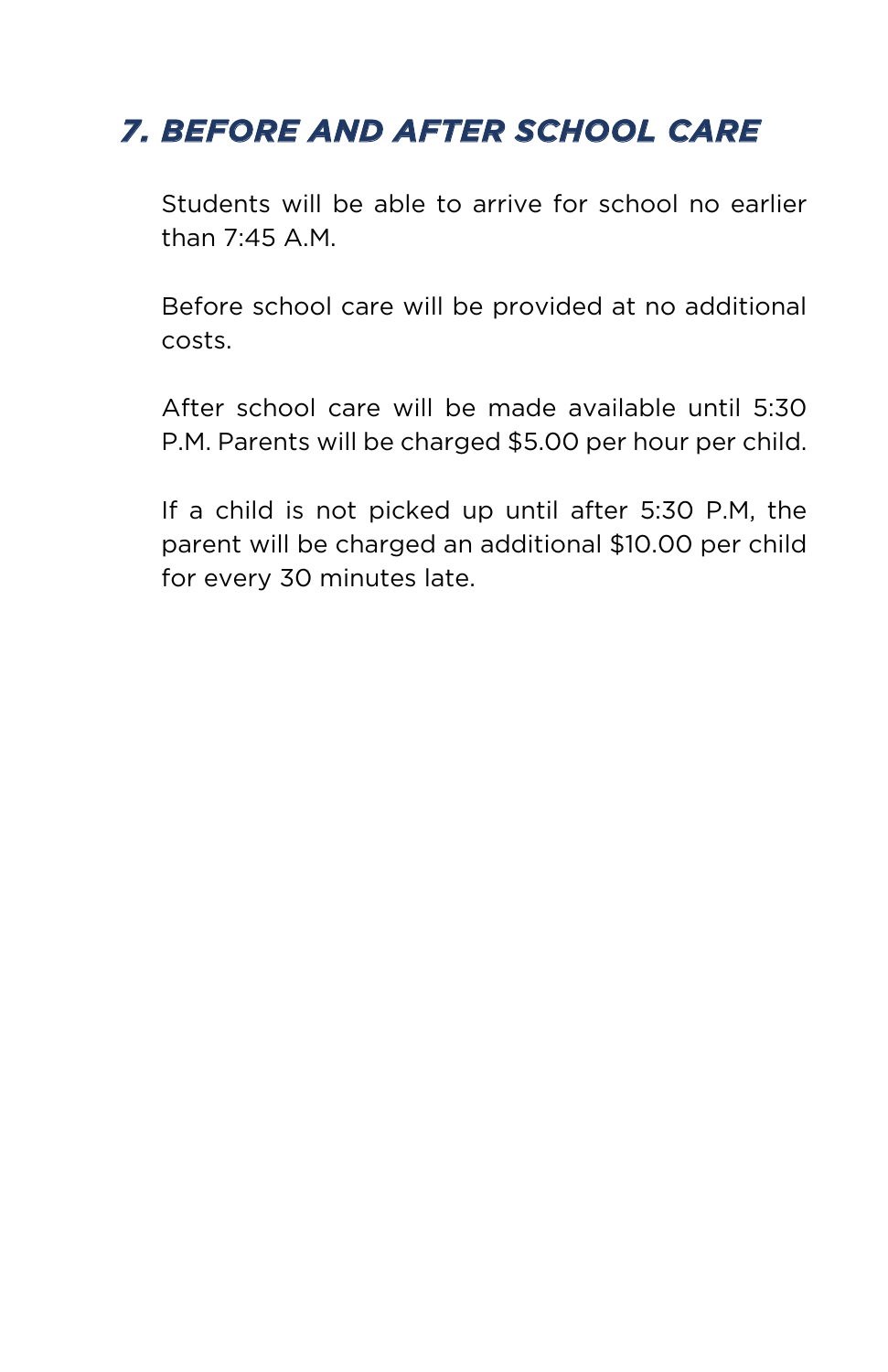## *7. BEFORE AND AFTER SCHOOL CARE*

Students will be able to arrive for school no earlier than 7:45 A.M.

Before school care will be provided at no additional costs.

After school care will be made available until 5:30 P.M. Parents will be charged $5.00 per hour per child.

If a child is not picked up until after 5:30 P.M, the parent will be charged an additional $10.00 per child for every 30 minutes late.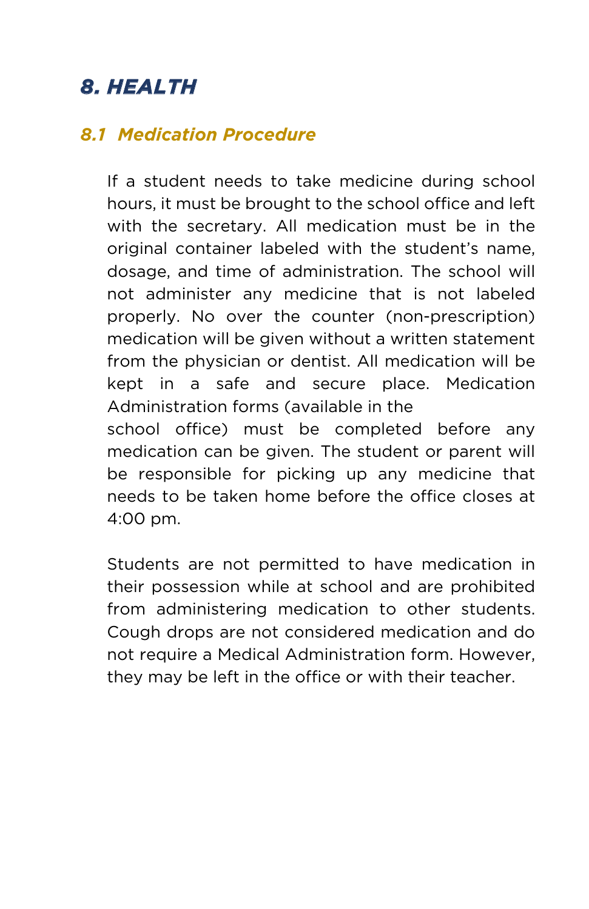# 8. HEALTH

## 8.1 Medication Procedure

If a student needs to take medicine during school hours, it must be brought to the school office and left with the secretary. All medication must be in the original container labeled with the student's name, dosage, and time of administration. The school will not administer any medicine that is not labeled properly. No over the counter (non-prescription) medication will be given without a written statement from the physician or dentist. All medication will be kept in a safe and secure place. Medication Administration forms (available in the school office) must be completed before any medication can be given. The student or parent will be responsible for picking up any medicine that needs to be taken home before the office closes at 4:00 pm.

Students are not permitted to have medication in their possession while at school and are prohibited from administering medication to other students. Cough drops are not considered medication and do not require a Medical Administration form. However, they may be left in the office or with their teacher.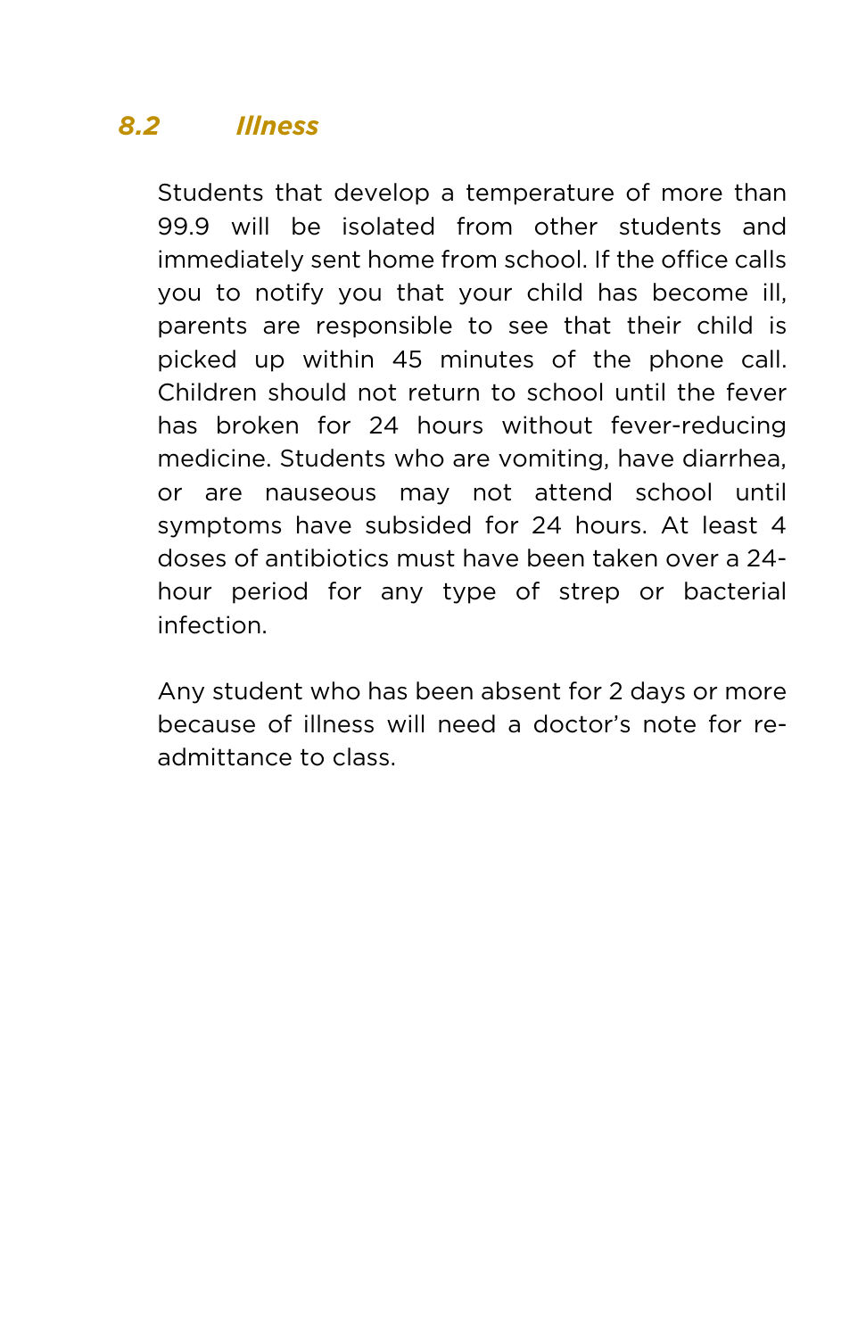### *8.2 Illness*

Students that develop a temperature of more than 99.9 will be isolated from other students and immediately sent home from school. If the office calls you to notify you that your child has become ill, parents are responsible to see that their child is picked up within 45 minutes of the phone call. Children should not return to school until the fever has broken for 24 hours without fever-reducing medicine. Students who are vomiting, have diarrhea, or are nauseous may not attend school until symptoms have subsided for 24 hours. At least 4 doses of antibiotics must have been taken over a 24-hour period for any type of strep or bacterial infection.

Any student who has been absent for 2 days or more because of illness will need a doctor's note for re-admittance to class.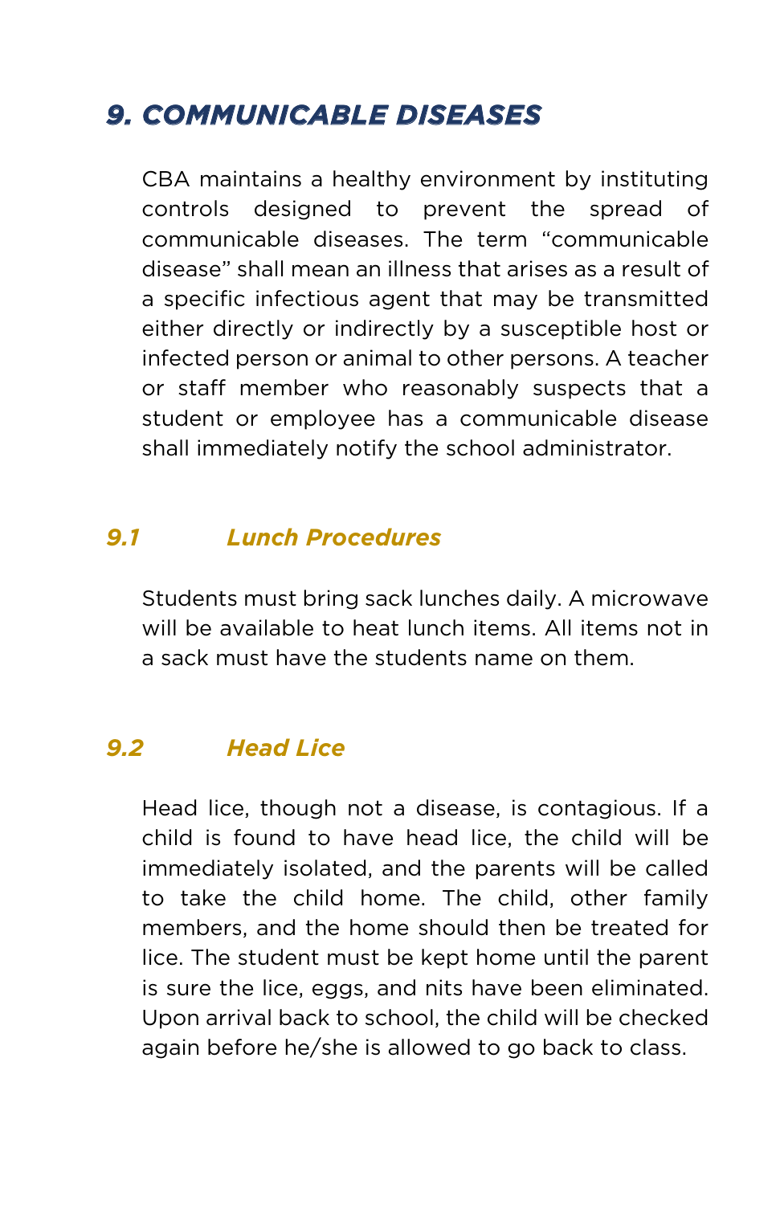## *9. COMMUNICABLE DISEASES*

CBA maintains a healthy environment by instituting controls designed to prevent the spread of communicable diseases. The term “communicable disease” shall mean an illness that arises as a result of a specific infectious agent that may be transmitted either directly or indirectly by a susceptible host or infected person or animal to other persons. A teacher or staff member who reasonably suspects that a student or employee has a communicable disease shall immediately notify the school administrator.

### *9.1 Lunch Procedures*

Students must bring sack lunches daily. A microwave will be available to heat lunch items. All items not in a sack must have the students name on them.

### *9.2 Head Lice*

Head lice, though not a disease, is contagious. If a child is found to have head lice, the child will be immediately isolated, and the parents will be called to take the child home. The child, other family members, and the home should then be treated for lice. The student must be kept home until the parent is sure the lice, eggs, and nits have been eliminated. Upon arrival back to school, the child will be checked again before he/she is allowed to go back to class.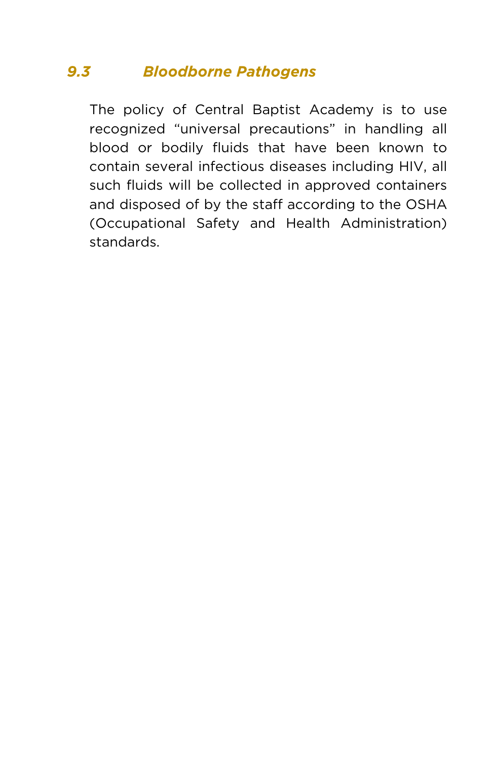### *9.3 Bloodborne Pathogens*

The policy of Central Baptist Academy is to use recognized "universal precautions" in handling all blood or bodily fluids that have been known to contain several infectious diseases including HIV, all such fluids will be collected in approved containers and disposed of by the staff according to the OSHA (Occupational Safety and Health Administration) standards.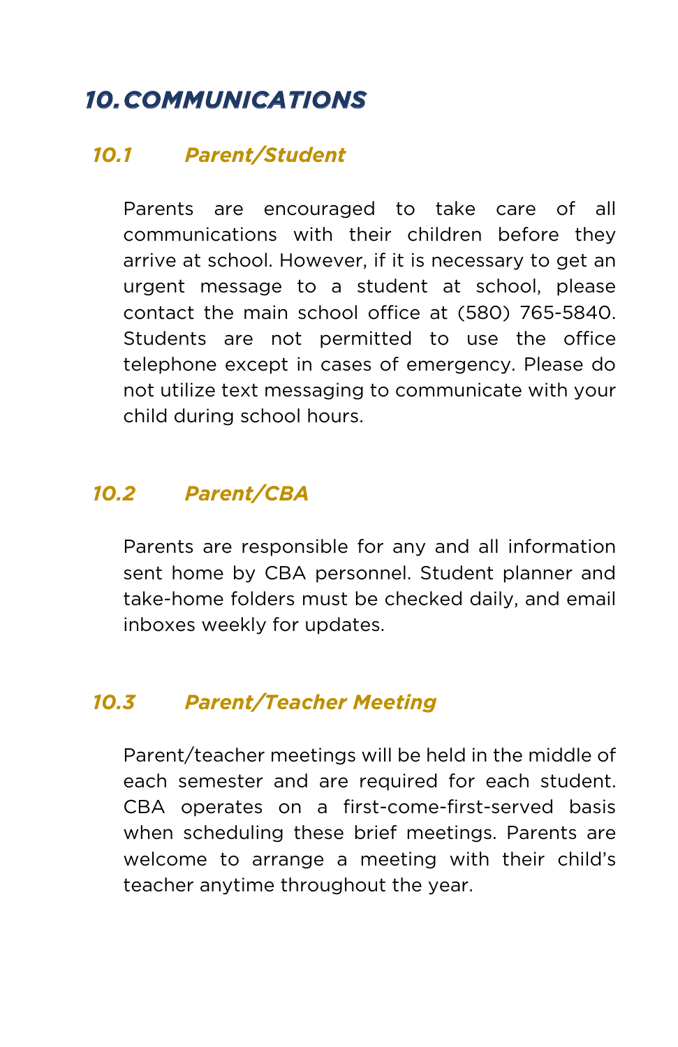# 10. COMMUNICATIONS

## 10.1 Parent/Student

Parents are encouraged to take care of all communications with their children before they arrive at school. However, if it is necessary to get an urgent message to a student at school, please contact the main school office at (580) 765-5840. Students are not permitted to use the office telephone except in cases of emergency. Please do not utilize text messaging to communicate with your child during school hours.

## 10.2 Parent/CBA

Parents are responsible for any and all information sent home by CBA personnel. Student planner and take-home folders must be checked daily, and email inboxes weekly for updates.

## 10.3 Parent/Teacher Meeting

Parent/teacher meetings will be held in the middle of each semester and are required for each student. CBA operates on a first-come-first-served basis when scheduling these brief meetings. Parents are welcome to arrange a meeting with their child's teacher anytime throughout the year.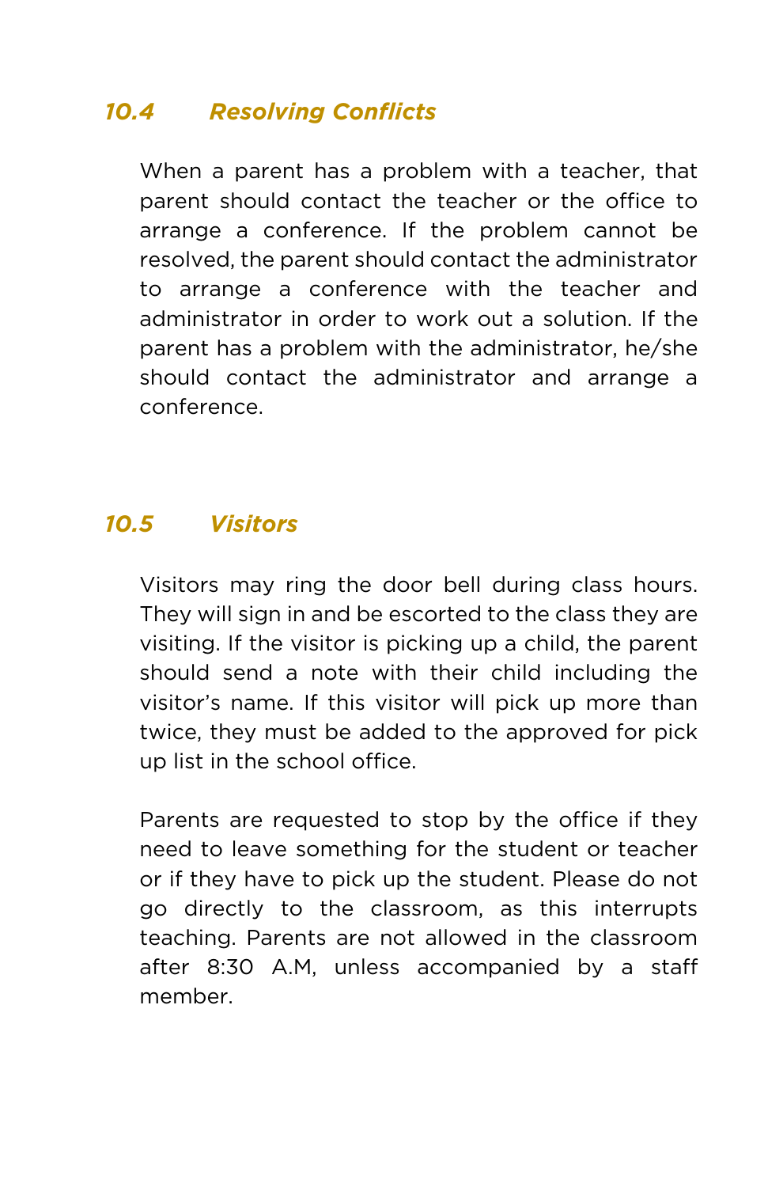### *10.4 Resolving Conflicts*

When a parent has a problem with a teacher, that parent should contact the teacher or the office to arrange a conference. If the problem cannot be resolved, the parent should contact the administrator to arrange a conference with the teacher and administrator in order to work out a solution. If the parent has a problem with the administrator, he/she should contact the administrator and arrange a conference.

### *10.5 Visitors*

Visitors may ring the door bell during class hours. They will sign in and be escorted to the class they are visiting. If the visitor is picking up a child, the parent should send a note with their child including the visitor's name. If this visitor will pick up more than twice, they must be added to the approved for pick up list in the school office.

Parents are requested to stop by the office if they need to leave something for the student or teacher or if they have to pick up the student. Please do not go directly to the classroom, as this interrupts teaching. Parents are not allowed in the classroom after 8:30 A.M, unless accompanied by a staff member.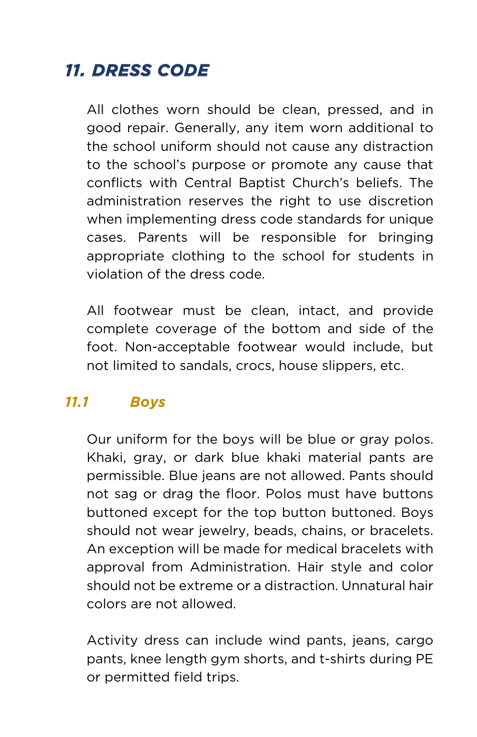## *11. DRESS CODE*

All clothes worn should be clean, pressed, and in good repair. Generally, any item worn additional to the school uniform should not cause any distraction to the school's purpose or promote any cause that conflicts with Central Baptist Church's beliefs. The administration reserves the right to use discretion when implementing dress code standards for unique cases. Parents will be responsible for bringing appropriate clothing to the school for students in violation of the dress code.

All footwear must be clean, intact, and provide complete coverage of the bottom and side of the foot. Non-acceptable footwear would include, but not limited to sandals, crocs, house slippers, etc.

### *11.1 Boys*

Our uniform for the boys will be blue or gray polos. Khaki, gray, or dark blue khaki material pants are permissible. Blue jeans are not allowed. Pants should not sag or drag the floor. Polos must have buttons buttoned except for the top button buttoned. Boys should not wear jewelry, beads, chains, or bracelets. An exception will be made for medical bracelets with approval from Administration. Hair style and color should not be extreme or a distraction. Unnatural hair colors are not allowed.

Activity dress can include wind pants, jeans, cargo pants, knee length gym shorts, and t-shirts during PE or permitted field trips.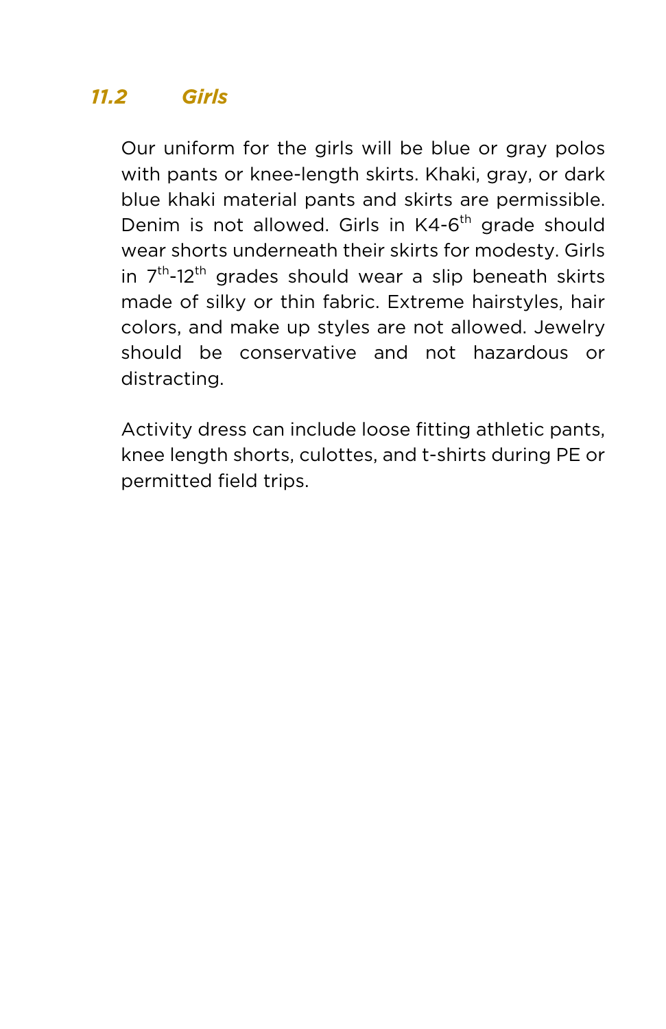### *11.2 Girls*

Our uniform for the girls will be blue or gray polos with pants or knee-length skirts. Khaki, gray, or dark blue khaki material pants and skirts are permissible. Denim is not allowed. Girls in K4-6$^{th}$ grade should wear shorts underneath their skirts for modesty. Girls in 7$^{th}$-12$^{th}$ grades should wear a slip beneath skirts made of silky or thin fabric. Extreme hairstyles, hair colors, and make up styles are not allowed. Jewelry should be conservative and not hazardous or distracting.

Activity dress can include loose fitting athletic pants, knee length shorts, culottes, and t-shirts during PE or permitted field trips.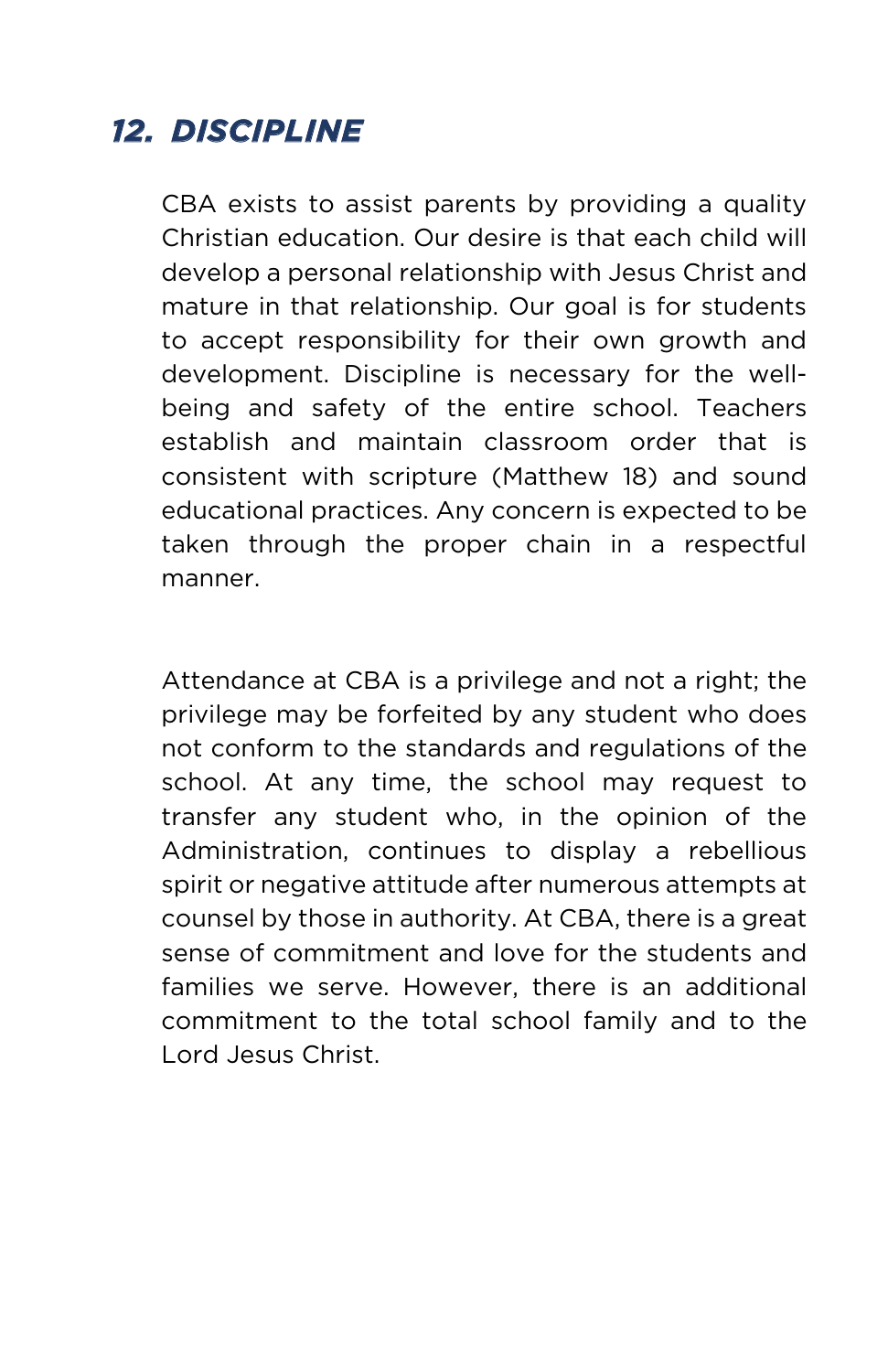## *12. DISCIPLINE*

CBA exists to assist parents by providing a quality Christian education. Our desire is that each child will develop a personal relationship with Jesus Christ and mature in that relationship. Our goal is for students to accept responsibility for their own growth and development. Discipline is necessary for the well-being and safety of the entire school. Teachers establish and maintain classroom order that is consistent with scripture (Matthew 18) and sound educational practices. Any concern is expected to be taken through the proper chain in a respectful manner.

Attendance at CBA is a privilege and not a right; the privilege may be forfeited by any student who does not conform to the standards and regulations of the school. At any time, the school may request to transfer any student who, in the opinion of the Administration, continues to display a rebellious spirit or negative attitude after numerous attempts at counsel by those in authority. At CBA, there is a great sense of commitment and love for the students and families we serve. However, there is an additional commitment to the total school family and to the Lord Jesus Christ.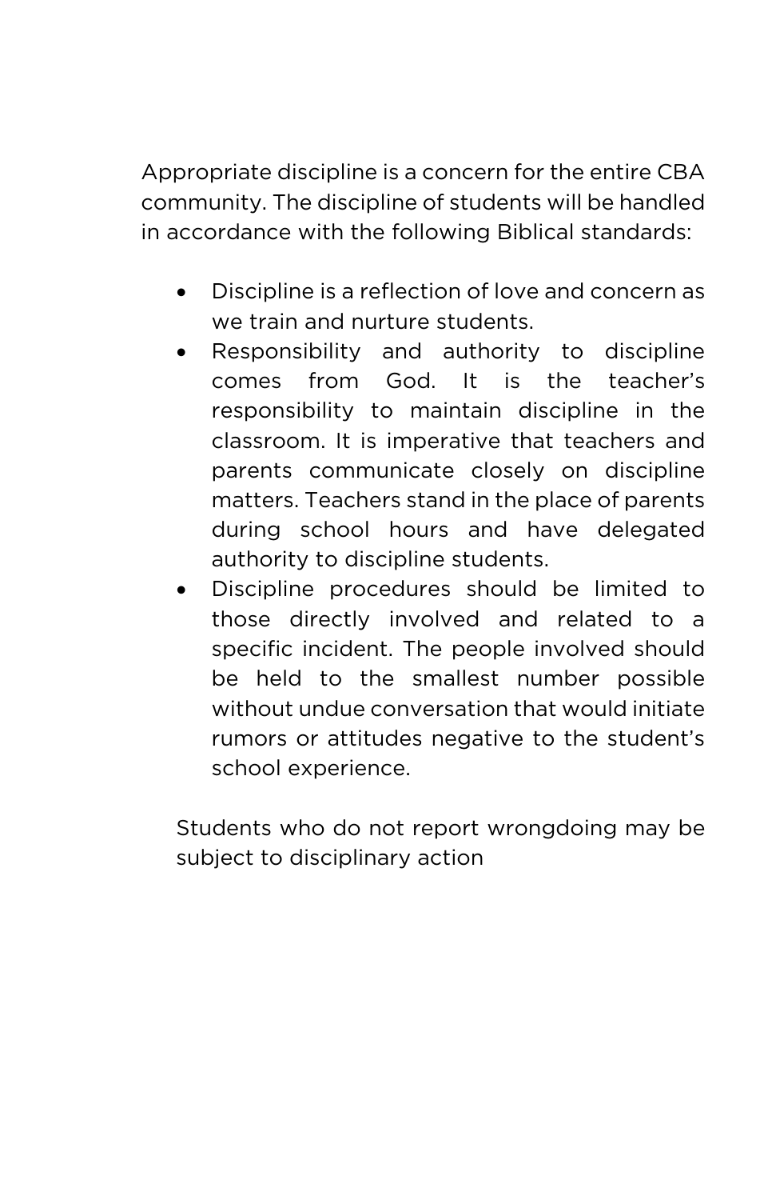Appropriate discipline is a concern for the entire CBA community. The discipline of students will be handled in accordance with the following Biblical standards:

- Discipline is a reflection of love and concern as we train and nurture students.
- Responsibility and authority to discipline comes from God. It is the teacher's responsibility to maintain discipline in the classroom. It is imperative that teachers and parents communicate closely on discipline matters. Teachers stand in the place of parents during school hours and have delegated authority to discipline students.
- Discipline procedures should be limited to those directly involved and related to a specific incident. The people involved should be held to the smallest number possible without undue conversation that would initiate rumors or attitudes negative to the student's school experience.

Students who do not report wrongdoing may be subject to disciplinary action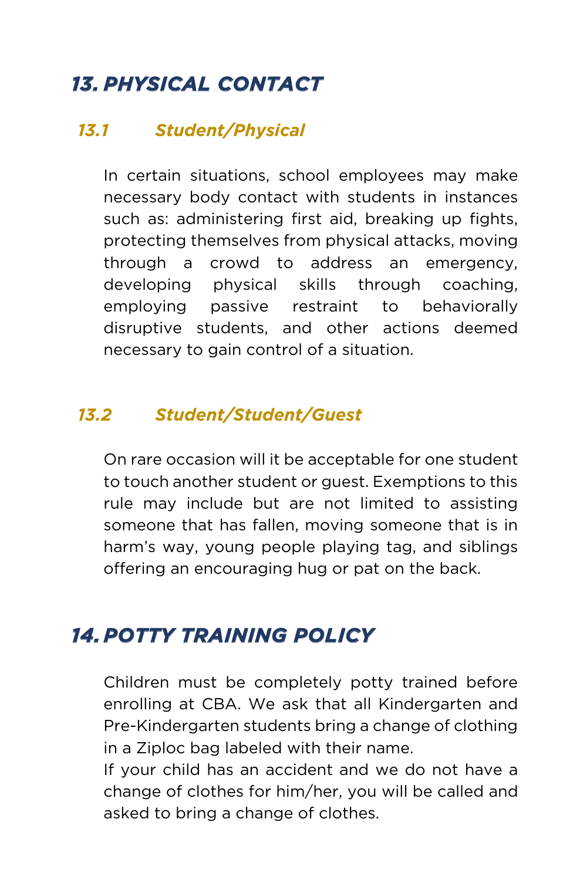## 13. PHYSICAL CONTACT

### 13.1 Student/Physical

In certain situations, school employees may make necessary body contact with students in instances such as: administering first aid, breaking up fights, protecting themselves from physical attacks, moving through a crowd to address an emergency, developing physical skills through coaching, employing passive restraint to behaviorally disruptive students, and other actions deemed necessary to gain control of a situation.

### 13.2 Student/Student/Guest

On rare occasion will it be acceptable for one student to touch another student or guest. Exemptions to this rule may include but are not limited to assisting someone that has fallen, moving someone that is in harm's way, young people playing tag, and siblings offering an encouraging hug or pat on the back.

## 14. POTTY TRAINING POLICY

Children must be completely potty trained before enrolling at CBA. We ask that all Kindergarten and Pre-Kindergarten students bring a change of clothing in a Ziploc bag labeled with their name.
If your child has an accident and we do not have a change of clothes for him/her, you will be called and asked to bring a change of clothes.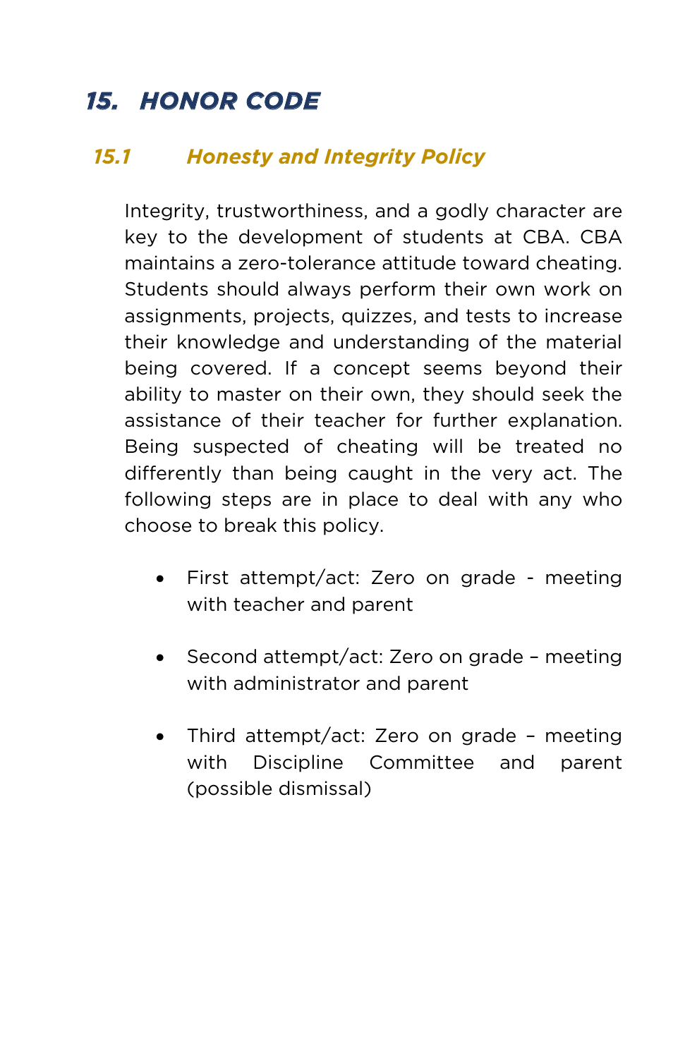# 15. HONOR CODE

## 15.1 Honesty and Integrity Policy

Integrity, trustworthiness, and a godly character are key to the development of students at CBA. CBA maintains a zero-tolerance attitude toward cheating. Students should always perform their own work on assignments, projects, quizzes, and tests to increase their knowledge and understanding of the material being covered. If a concept seems beyond their ability to master on their own, they should seek the assistance of their teacher for further explanation. Being suspected of cheating will be treated no differently than being caught in the very act. The following steps are in place to deal with any who choose to break this policy.

- First attempt/act: Zero on grade - meeting with teacher and parent
- Second attempt/act: Zero on grade – meeting with administrator and parent
- Third attempt/act: Zero on grade – meeting with Discipline Committee and parent (possible dismissal)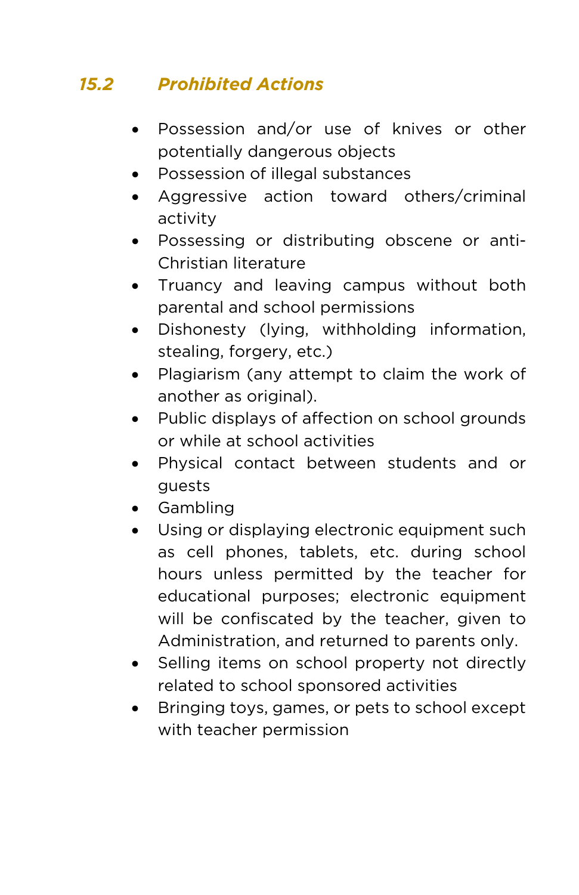### 15.2 Prohibited Actions

- Possession and/or use of knives or other potentially dangerous objects
- Possession of illegal substances
- Aggressive action toward others/criminal activity
- Possessing or distributing obscene or anti-Christian literature
- Truancy and leaving campus without both parental and school permissions
- Dishonesty (lying, withholding information, stealing, forgery, etc.)
- Plagiarism (any attempt to claim the work of another as original).
- Public displays of affection on school grounds or while at school activities
- Physical contact between students and or guests
- Gambling
- Using or displaying electronic equipment such as cell phones, tablets, etc. during school hours unless permitted by the teacher for educational purposes; electronic equipment will be confiscated by the teacher, given to Administration, and returned to parents only.
- Selling items on school property not directly related to school sponsored activities
- Bringing toys, games, or pets to school except with teacher permission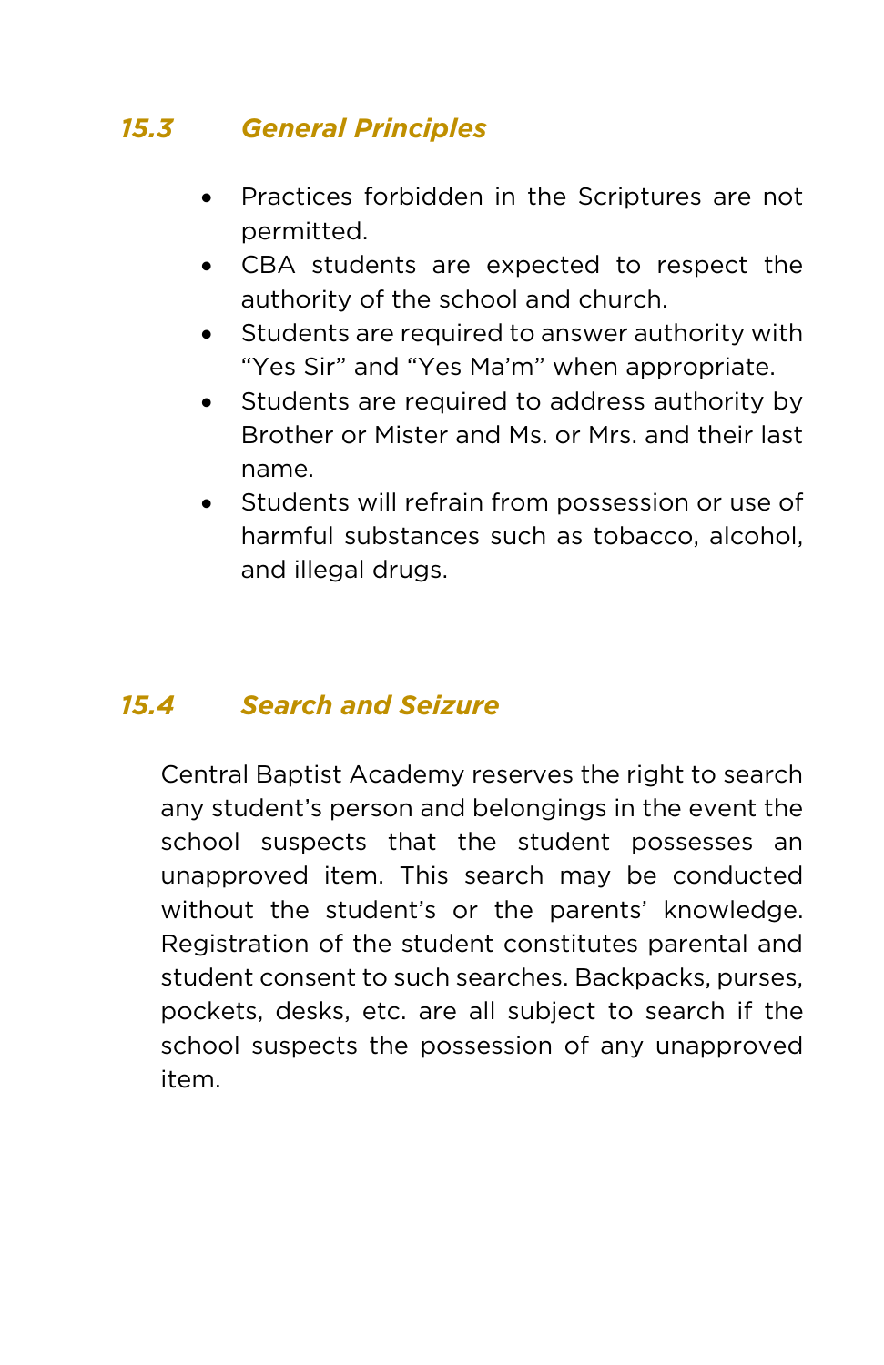### *15.3 General Principles*

- Practices forbidden in the Scriptures are not permitted.
- CBA students are expected to respect the authority of the school and church.
- Students are required to answer authority with "Yes Sir" and "Yes Ma'm" when appropriate.
- Students are required to address authority by Brother or Mister and Ms. or Mrs. and their last name.
- Students will refrain from possession or use of harmful substances such as tobacco, alcohol, and illegal drugs.

### *15.4 Search and Seizure*

Central Baptist Academy reserves the right to search any student's person and belongings in the event the school suspects that the student possesses an unapproved item. This search may be conducted without the student's or the parents' knowledge. Registration of the student constitutes parental and student consent to such searches. Backpacks, purses, pockets, desks, etc. are all subject to search if the school suspects the possession of any unapproved item.